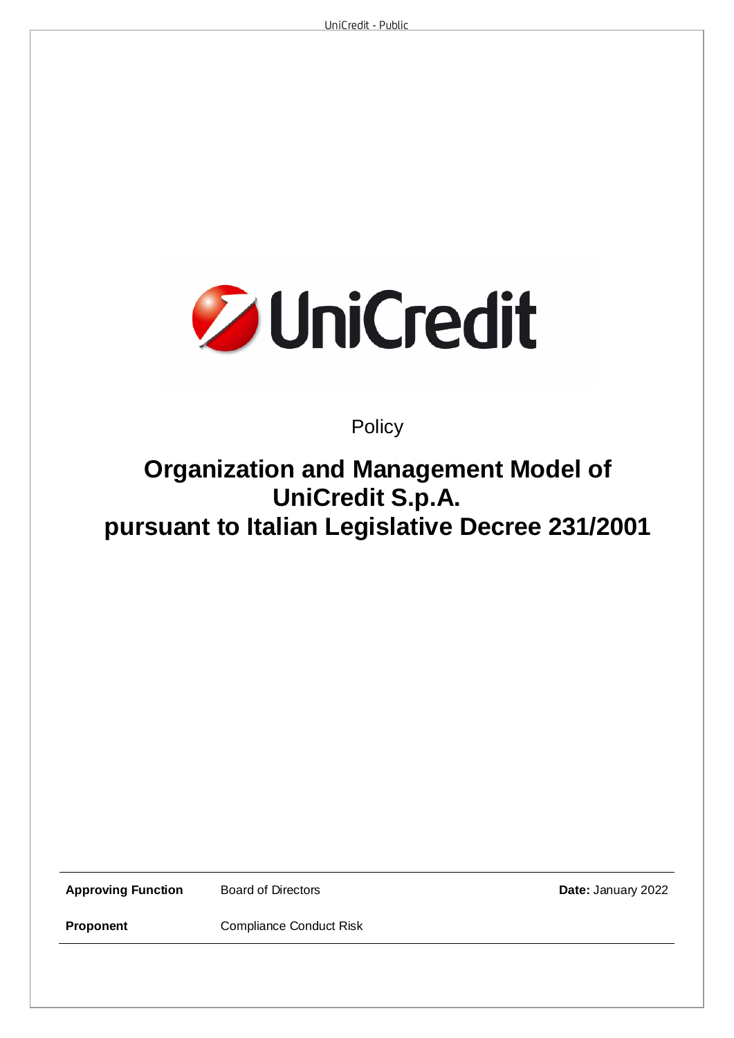Policy

# Organization and Management Model of UniCredit S.p.A. pursuant to Italian Legislative Decree 231/2001

| | | |
|---|---|---|
| **Approving Function** | Board of Directors | **Date:** January 2022 |
| **Proponent** | Compliance Conduct Risk | |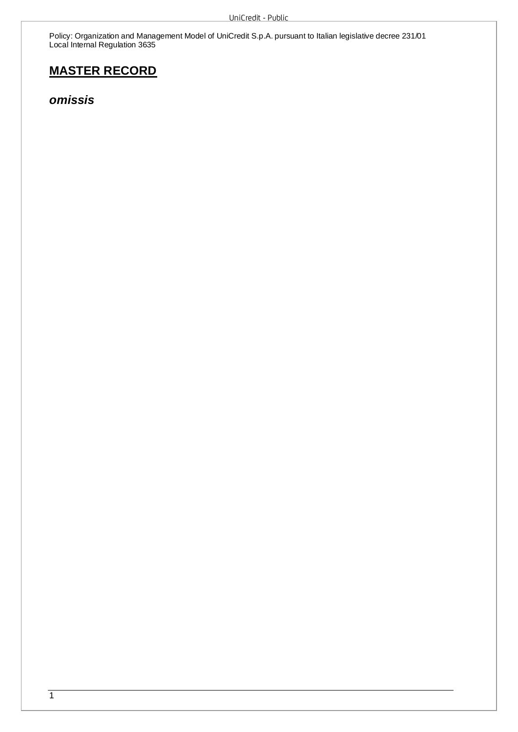## MASTER RECORD

***omissis***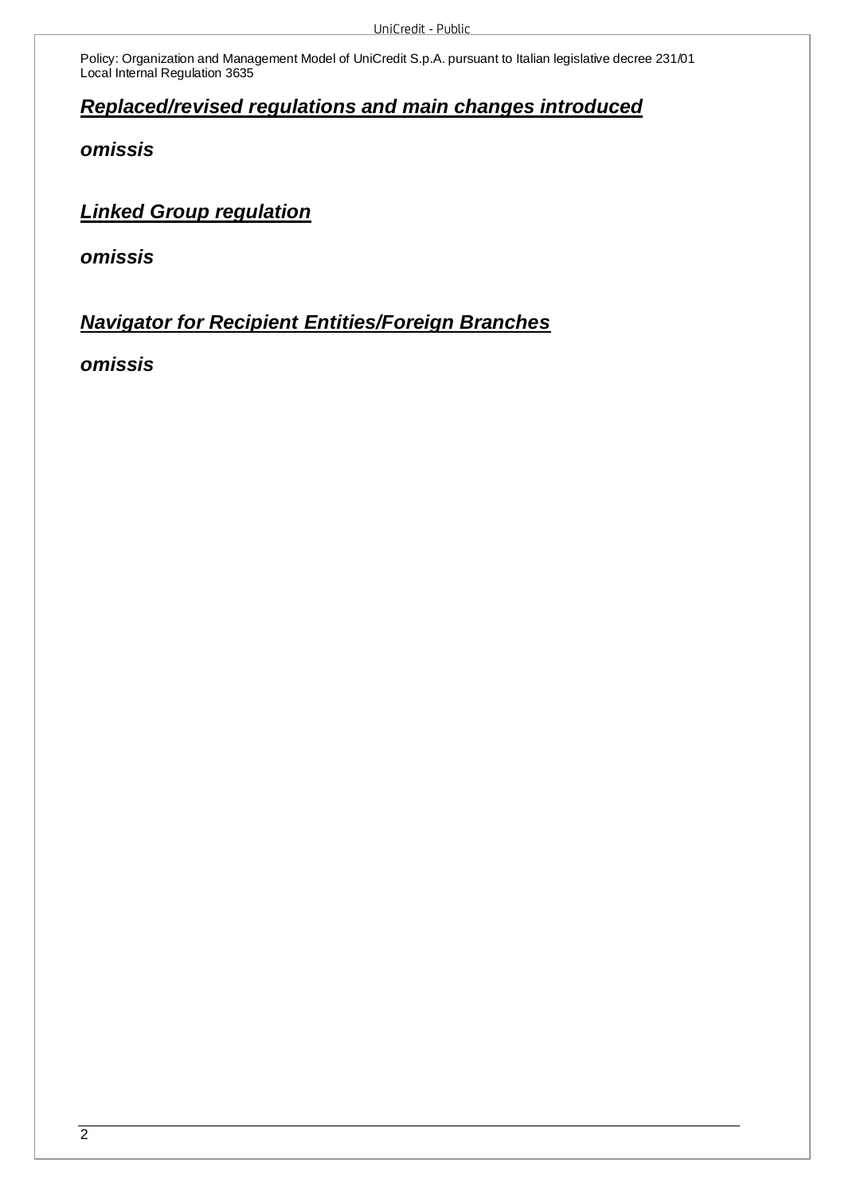## ***Replaced/revised regulations and main changes introduced***

***omissis***

## ***Linked Group regulation***

***omissis***

## ***Navigator for Recipient Entities/Foreign Branches***

***omissis***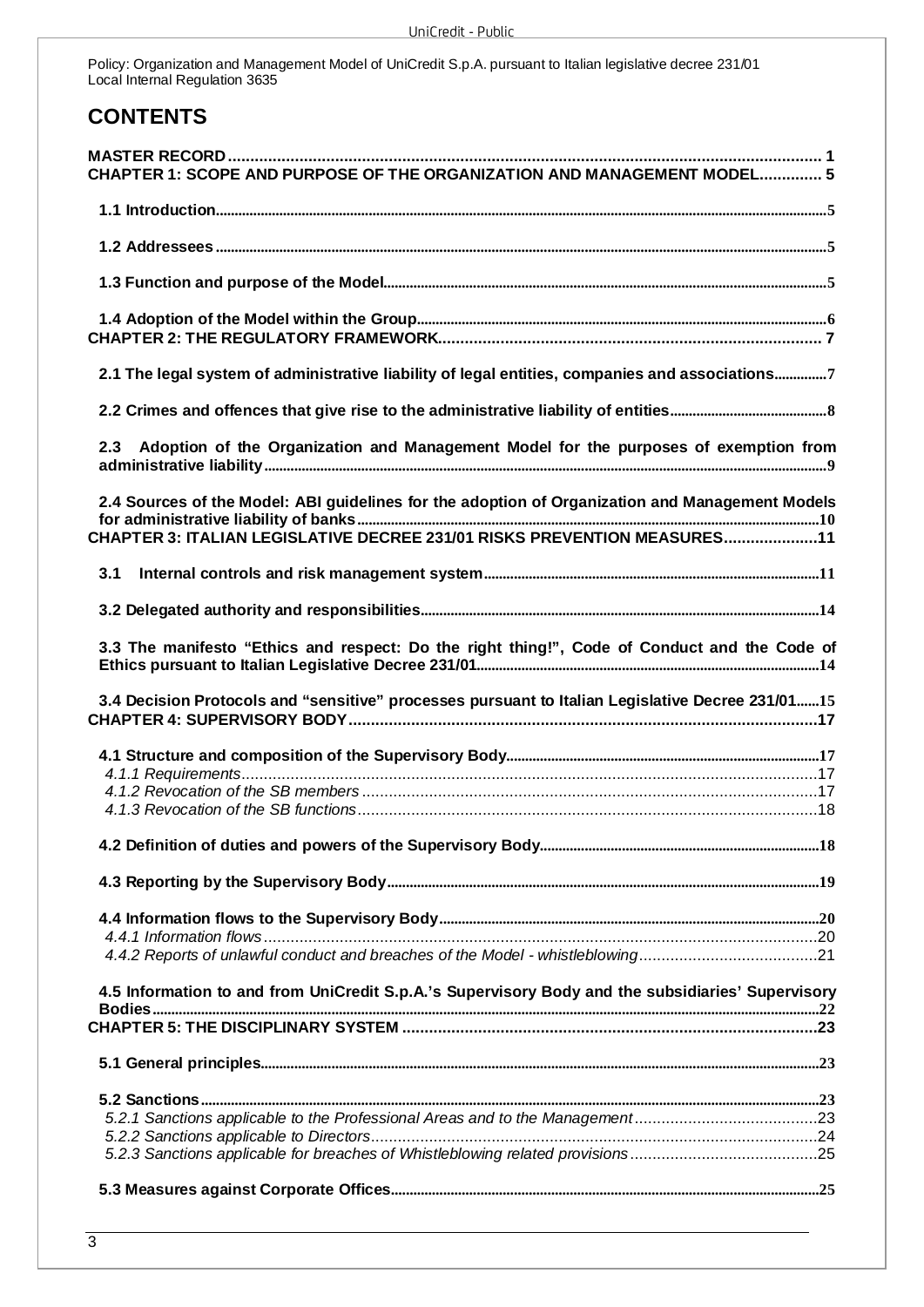# CONTENTS

**MASTER RECORD** ... 1

**CHAPTER 1: SCOPE AND PURPOSE OF THE ORGANIZATION AND MANAGEMENT MODEL** ... 5

- **1.1 Introduction** ... 5
- **1.2 Addressees** ... 5
- **1.3 Function and purpose of the Model** ... 5
- **1.4 Adoption of the Model within the Group** ... 6

**CHAPTER 2: THE REGULATORY FRAMEWORK** ... 7

- **2.1 The legal system of administrative liability of legal entities, companies and associations** ... 7
- **2.2 Crimes and offences that give rise to the administrative liability of entities** ... 8
- **2.3 Adoption of the Organization and Management Model for the purposes of exemption from administrative liability** ... 9
- **2.4 Sources of the Model: ABI guidelines for the adoption of Organization and Management Models for administrative liability of banks** ... 10

**CHAPTER 3: ITALIAN LEGISLATIVE DECREE 231/01 RISKS PREVENTION MEASURES** ... 11

- **3.1 Internal controls and risk management system** ... 11
- **3.2 Delegated authority and responsibilities** ... 14
- **3.3 The manifesto "Ethics and respect: Do the right thing!", Code of Conduct and the Code of Ethics pursuant to Italian Legislative Decree 231/01** ... 14
- **3.4 Decision Protocols and "sensitive" processes pursuant to Italian Legislative Decree 231/01** ... 15

**CHAPTER 4: SUPERVISORY BODY** ... 17

- **4.1 Structure and composition of the Supervisory Body** ... 17
  - *4.1.1 Requirements* ... 17
  - *4.1.2 Revocation of the SB members* ... 17
  - *4.1.3 Revocation of the SB functions* ... 18
- **4.2 Definition of duties and powers of the Supervisory Body** ... 18
- **4.3 Reporting by the Supervisory Body** ... 19
- **4.4 Information flows to the Supervisory Body** ... 20
  - *4.4.1 Information flows* ... 20
  - *4.4.2 Reports of unlawful conduct and breaches of the Model - whistleblowing* ... 21
- **4.5 Information to and from UniCredit S.p.A.'s Supervisory Body and the subsidiaries' Supervisory Bodies** ... 22

**CHAPTER 5: THE DISCIPLINARY SYSTEM** ... 23

- **5.1 General principles** ... 23
- **5.2 Sanctions** ... 23
  - *5.2.1 Sanctions applicable to the Professional Areas and to the Management* ... 23
  - *5.2.2 Sanctions applicable to Directors* ... 24
  - *5.2.3 Sanctions applicable for breaches of Whistleblowing related provisions* ... 25
- **5.3 Measures against Corporate Offices** ... 25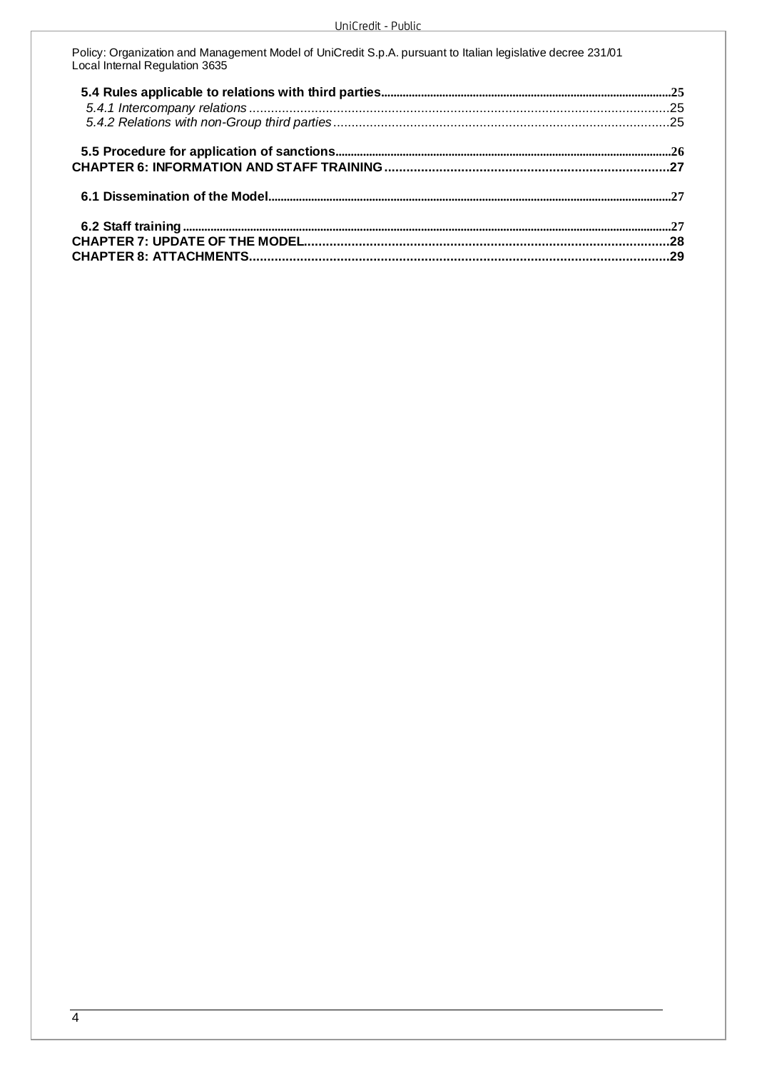**5.4 Rules applicable to relations with third parties** .......... 25

*5.4.1 Intercompany relations* .......... 25

*5.4.2 Relations with non-Group third parties* .......... 25

**5.5 Procedure for application of sanctions** .......... 26

**CHAPTER 6: INFORMATION AND STAFF TRAINING** .......... 27

**6.1 Dissemination of the Model** .......... 27

**6.2 Staff training** .......... 27

**CHAPTER 7: UPDATE OF THE MODEL** .......... 28

**CHAPTER 8: ATTACHMENTS** .......... 29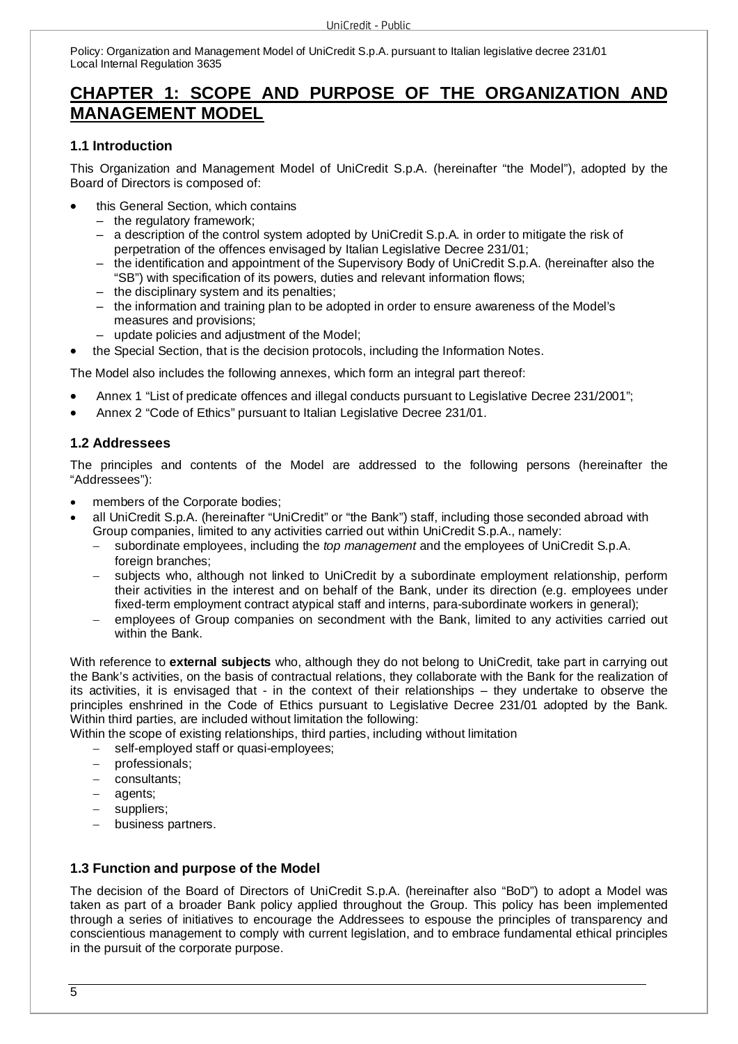# CHAPTER 1: SCOPE AND PURPOSE OF THE ORGANIZATION AND MANAGEMENT MODEL

## 1.1 Introduction

This Organization and Management Model of UniCredit S.p.A. (hereinafter "the Model"), adopted by the Board of Directors is composed of:

- this General Section, which contains
  - the regulatory framework;
  - a description of the control system adopted by UniCredit S.p.A. in order to mitigate the risk of perpetration of the offences envisaged by Italian Legislative Decree 231/01;
  - the identification and appointment of the Supervisory Body of UniCredit S.p.A. (hereinafter also the "SB") with specification of its powers, duties and relevant information flows;
  - the disciplinary system and its penalties;
  - the information and training plan to be adopted in order to ensure awareness of the Model's measures and provisions;
  - update policies and adjustment of the Model;
- the Special Section, that is the decision protocols, including the Information Notes.

The Model also includes the following annexes, which form an integral part thereof:

- Annex 1 "List of predicate offences and illegal conducts pursuant to Legislative Decree 231/2001";
- Annex 2 "Code of Ethics" pursuant to Italian Legislative Decree 231/01.

## 1.2 Addressees

The principles and contents of the Model are addressed to the following persons (hereinafter the "Addressees"):

- members of the Corporate bodies;
- all UniCredit S.p.A. (hereinafter "UniCredit" or "the Bank") staff, including those seconded abroad with Group companies, limited to any activities carried out within UniCredit S.p.A., namely:
  - subordinate employees, including the *top management* and the employees of UniCredit S.p.A. foreign branches;
  - subjects who, although not linked to UniCredit by a subordinate employment relationship, perform their activities in the interest and on behalf of the Bank, under its direction (e.g. employees under fixed-term employment contract atypical staff and interns, para-subordinate workers in general);
  - employees of Group companies on secondment with the Bank, limited to any activities carried out within the Bank.

With reference to **external subjects** who, although they do not belong to UniCredit, take part in carrying out the Bank's activities, on the basis of contractual relations, they collaborate with the Bank for the realization of its activities, it is envisaged that - in the context of their relationships – they undertake to observe the principles enshrined in the Code of Ethics pursuant to Legislative Decree 231/01 adopted by the Bank. Within third parties, are included without limitation the following:

Within the scope of existing relationships, third parties, including without limitation

- self-employed staff or quasi-employees;
- professionals;
- consultants;
- agents;
- suppliers;
- business partners.

## 1.3 Function and purpose of the Model

The decision of the Board of Directors of UniCredit S.p.A. (hereinafter also "BoD") to adopt a Model was taken as part of a broader Bank policy applied throughout the Group. This policy has been implemented through a series of initiatives to encourage the Addressees to espouse the principles of transparency and conscientious management to comply with current legislation, and to embrace fundamental ethical principles in the pursuit of the corporate purpose.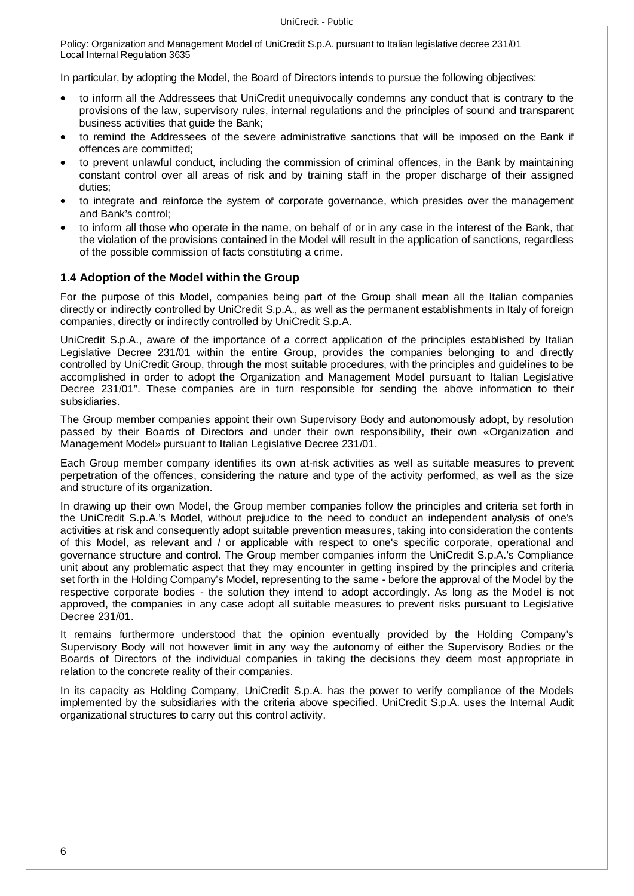In particular, by adopting the Model, the Board of Directors intends to pursue the following objectives:

- to inform all the Addressees that UniCredit unequivocally condemns any conduct that is contrary to the provisions of the law, supervisory rules, internal regulations and the principles of sound and transparent business activities that guide the Bank;
- to remind the Addressees of the severe administrative sanctions that will be imposed on the Bank if offences are committed;
- to prevent unlawful conduct, including the commission of criminal offences, in the Bank by maintaining constant control over all areas of risk and by training staff in the proper discharge of their assigned duties;
- to integrate and reinforce the system of corporate governance, which presides over the management and Bank's control;
- to inform all those who operate in the name, on behalf of or in any case in the interest of the Bank, that the violation of the provisions contained in the Model will result in the application of sanctions, regardless of the possible commission of facts constituting a crime.

### 1.4 Adoption of the Model within the Group

For the purpose of this Model, companies being part of the Group shall mean all the Italian companies directly or indirectly controlled by UniCredit S.p.A., as well as the permanent establishments in Italy of foreign companies, directly or indirectly controlled by UniCredit S.p.A.

UniCredit S.p.A., aware of the importance of a correct application of the principles established by Italian Legislative Decree 231/01 within the entire Group, provides the companies belonging to and directly controlled by UniCredit Group, through the most suitable procedures, with the principles and guidelines to be accomplished in order to adopt the Organization and Management Model pursuant to Italian Legislative Decree 231/01". These companies are in turn responsible for sending the above information to their subsidiaries.

The Group member companies appoint their own Supervisory Body and autonomously adopt, by resolution passed by their Boards of Directors and under their own responsibility, their own «Organization and Management Model» pursuant to Italian Legislative Decree 231/01.

Each Group member company identifies its own at-risk activities as well as suitable measures to prevent perpetration of the offences, considering the nature and type of the activity performed, as well as the size and structure of its organization.

In drawing up their own Model, the Group member companies follow the principles and criteria set forth in the UniCredit S.p.A.'s Model, without prejudice to the need to conduct an independent analysis of one's activities at risk and consequently adopt suitable prevention measures, taking into consideration the contents of this Model, as relevant and / or applicable with respect to one's specific corporate, operational and governance structure and control. The Group member companies inform the UniCredit S.p.A.'s Compliance unit about any problematic aspect that they may encounter in getting inspired by the principles and criteria set forth in the Holding Company's Model, representing to the same - before the approval of the Model by the respective corporate bodies - the solution they intend to adopt accordingly. As long as the Model is not approved, the companies in any case adopt all suitable measures to prevent risks pursuant to Legislative Decree 231/01.

It remains furthermore understood that the opinion eventually provided by the Holding Company's Supervisory Body will not however limit in any way the autonomy of either the Supervisory Bodies or the Boards of Directors of the individual companies in taking the decisions they deem most appropriate in relation to the concrete reality of their companies.

In its capacity as Holding Company, UniCredit S.p.A. has the power to verify compliance of the Models implemented by the subsidiaries with the criteria above specified. UniCredit S.p.A. uses the Internal Audit organizational structures to carry out this control activity.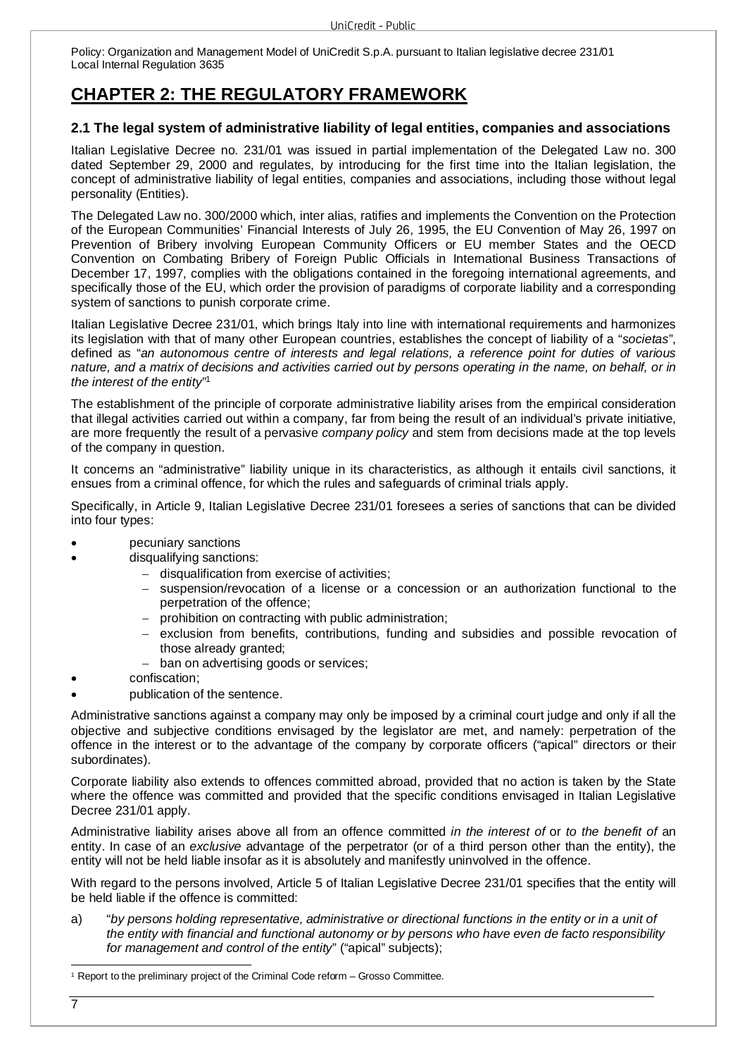# CHAPTER 2: THE REGULATORY FRAMEWORK

## 2.1 The legal system of administrative liability of legal entities, companies and associations

Italian Legislative Decree no. 231/01 was issued in partial implementation of the Delegated Law no. 300 dated September 29, 2000 and regulates, by introducing for the first time into the Italian legislation, the concept of administrative liability of legal entities, companies and associations, including those without legal personality (Entities).

The Delegated Law no. 300/2000 which, inter alias, ratifies and implements the Convention on the Protection of the European Communities' Financial Interests of July 26, 1995, the EU Convention of May 26, 1997 on Prevention of Bribery involving European Community Officers or EU member States and the OECD Convention on Combating Bribery of Foreign Public Officials in International Business Transactions of December 17, 1997, complies with the obligations contained in the foregoing international agreements, and specifically those of the EU, which order the provision of paradigms of corporate liability and a corresponding system of sanctions to punish corporate crime.

Italian Legislative Decree 231/01, which brings Italy into line with international requirements and harmonizes its legislation with that of many other European countries, establishes the concept of liability of a "*societas*", defined as "*an autonomous centre of interests and legal relations, a reference point for duties of various nature, and a matrix of decisions and activities carried out by persons operating in the name, on behalf, or in the interest of the entity*"[1]

The establishment of the principle of corporate administrative liability arises from the empirical consideration that illegal activities carried out within a company, far from being the result of an individual's private initiative, are more frequently the result of a pervasive *company policy* and stem from decisions made at the top levels of the company in question.

It concerns an "administrative" liability unique in its characteristics, as although it entails civil sanctions, it ensues from a criminal offence, for which the rules and safeguards of criminal trials apply.

Specifically, in Article 9, Italian Legislative Decree 231/01 foresees a series of sanctions that can be divided into four types:

- pecuniary sanctions
- disqualifying sanctions:
  - disqualification from exercise of activities;
  - suspension/revocation of a license or a concession or an authorization functional to the perpetration of the offence;
  - prohibition on contracting with public administration;
  - exclusion from benefits, contributions, funding and subsidies and possible revocation of those already granted;
  - ban on advertising goods or services;
- confiscation;
- publication of the sentence.

Administrative sanctions against a company may only be imposed by a criminal court judge and only if all the objective and subjective conditions envisaged by the legislator are met, and namely: perpetration of the offence in the interest or to the advantage of the company by corporate officers ("apical" directors or their subordinates).

Corporate liability also extends to offences committed abroad, provided that no action is taken by the State where the offence was committed and provided that the specific conditions envisaged in Italian Legislative Decree 231/01 apply.

Administrative liability arises above all from an offence committed *in the interest of* or *to the benefit of* an entity. In case of an *exclusive* advantage of the perpetrator (or of a third person other than the entity), the entity will not be held liable insofar as it is absolutely and manifestly uninvolved in the offence.

With regard to the persons involved, Article 5 of Italian Legislative Decree 231/01 specifies that the entity will be held liable if the offence is committed:

a) "*by persons holding representative, administrative or directional functions in the entity or in a unit of the entity with financial and functional autonomy or by persons who have even de facto responsibility for management and control of the entity*" ("apical" subjects);

[1] Report to the preliminary project of the Criminal Code reform – Grosso Committee.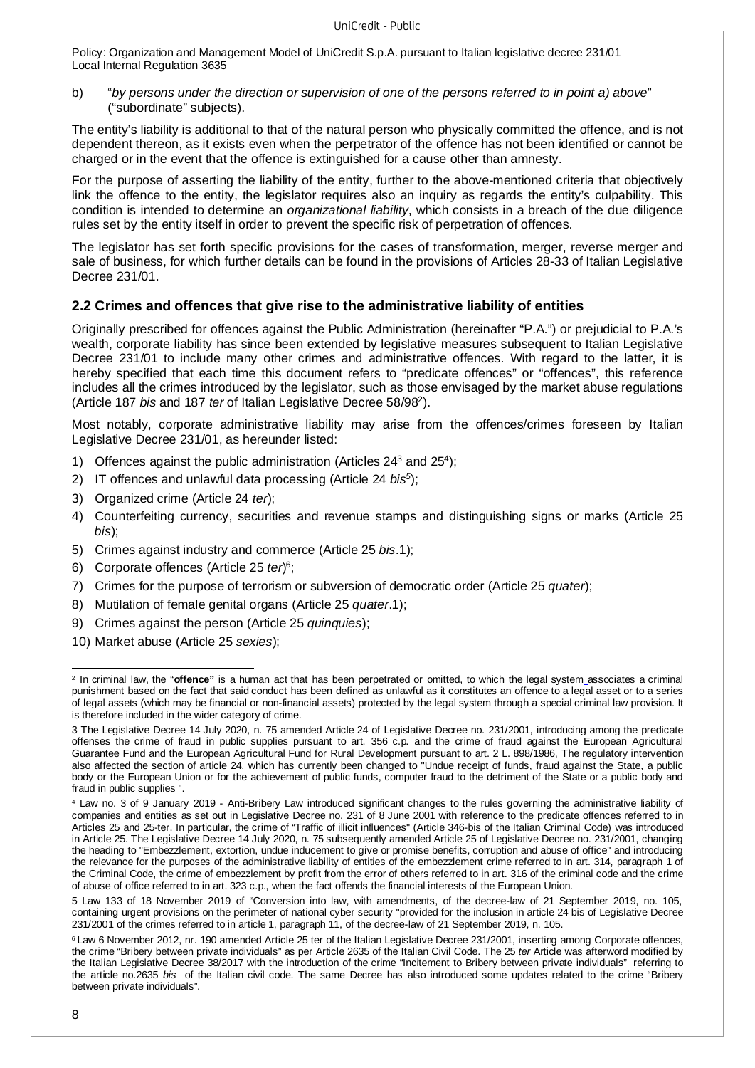b) "*by persons under the direction or supervision of one of the persons referred to in point a) above*" ("subordinate" subjects).

The entity's liability is additional to that of the natural person who physically committed the offence, and is not dependent thereon, as it exists even when the perpetrator of the offence has not been identified or cannot be charged or in the event that the offence is extinguished for a cause other than amnesty.

For the purpose of asserting the liability of the entity, further to the above-mentioned criteria that objectively link the offence to the entity, the legislator requires also an inquiry as regards the entity's culpability. This condition is intended to determine an *organizational liability*, which consists in a breach of the due diligence rules set by the entity itself in order to prevent the specific risk of perpetration of offences.

The legislator has set forth specific provisions for the cases of transformation, merger, reverse merger and sale of business, for which further details can be found in the provisions of Articles 28-33 of Italian Legislative Decree 231/01.

## 2.2 Crimes and offences that give rise to the administrative liability of entities

Originally prescribed for offences against the Public Administration (hereinafter "P.A.") or prejudicial to P.A.'s wealth, corporate liability has since been extended by legislative measures subsequent to Italian Legislative Decree 231/01 to include many other crimes and administrative offences. With regard to the latter, it is hereby specified that each time this document refers to "predicate offences" or "offences", this reference includes all the crimes introduced by the legislator, such as those envisaged by the market abuse regulations (Article 187 *bis* and 187 *ter* of Italian Legislative Decree 58/98[2]).

Most notably, corporate administrative liability may arise from the offences/crimes foreseen by Italian Legislative Decree 231/01, as hereunder listed:

1) Offences against the public administration (Articles 24[3] and 25[4]);
2) IT offences and unlawful data processing (Article 24 *bis*[5]);
3) Organized crime (Article 24 *ter*);
4) Counterfeiting currency, securities and revenue stamps and distinguishing signs or marks (Article 25 *bis*);
5) Crimes against industry and commerce (Article 25 *bis*.1);
6) Corporate offences (Article 25 *ter*)[6];
7) Crimes for the purpose of terrorism or subversion of democratic order (Article 25 *quater*);
8) Mutilation of female genital organs (Article 25 *quater*.1);
9) Crimes against the person (Article 25 *quinquies*);
10) Market abuse (Article 25 *sexies*);

---

[2] In criminal law, the "**offence"** is a human act that has been perpetrated or omitted, to which the legal system associates a criminal punishment based on the fact that said conduct has been defined as unlawful as it constitutes an offence to a legal asset or to a series of legal assets (which may be financial or non-financial assets) protected by the legal system through a special criminal law provision. It is therefore included in the wider category of crime.

[3] The Legislative Decree 14 July 2020, n. 75 amended Article 24 of Legislative Decree no. 231/2001, introducing among the predicate offenses the crime of fraud in public supplies pursuant to art. 356 c.p. and the crime of fraud against the European Agricultural Guarantee Fund and the European Agricultural Fund for Rural Development pursuant to art. 2 L. 898/1986, The regulatory intervention also affected the section of article 24, which has currently been changed to "Undue receipt of funds, fraud against the State, a public body or the European Union or for the achievement of public funds, computer fraud to the detriment of the State or a public body and fraud in public supplies ".

[4] Law no. 3 of 9 January 2019 - Anti-Bribery Law introduced significant changes to the rules governing the administrative liability of companies and entities as set out in Legislative Decree no. 231 of 8 June 2001 with reference to the predicate offences referred to in Articles 25 and 25-ter. In particular, the crime of "Traffic of illicit influences" (Article 346-bis of the Italian Criminal Code) was introduced in Article 25. The Legislative Decree 14 July 2020, n. 75 subsequently amended Article 25 of Legislative Decree no. 231/2001, changing the heading to "Embezzlement, extortion, undue inducement to give or promise benefits, corruption and abuse of office" and introducing the relevance for the purposes of the administrative liability of entities of the embezzlement crime referred to in art. 314, paragraph 1 of the Criminal Code, the crime of embezzlement by profit from the error of others referred to in art. 316 of the criminal code and the crime of abuse of office referred to in art. 323 c.p., when the fact offends the financial interests of the European Union.

[5] Law 133 of 18 November 2019 of "Conversion into law, with amendments, of the decree-law of 21 September 2019, no. 105, containing urgent provisions on the perimeter of national cyber security "provided for the inclusion in article 24 bis of Legislative Decree 231/2001 of the crimes referred to in article 1, paragraph 11, of the decree-law of 21 September 2019, n. 105.

[6] Law 6 November 2012, nr. 190 amended Article 25 ter of the Italian Legislative Decree 231/2001, inserting among Corporate offences, the crime "Bribery between private individuals" as per Article 2635 of the Italian Civil Code. The 25 *ter* Article was afterword modified by the Italian Legislative Decree 38/2017 with the introduction of the crime "Incitement to Bribery between private individuals" referring to the article no.2635 *bis* of the Italian civil code. The same Decree has also introduced some updates related to the crime "Bribery between private individuals".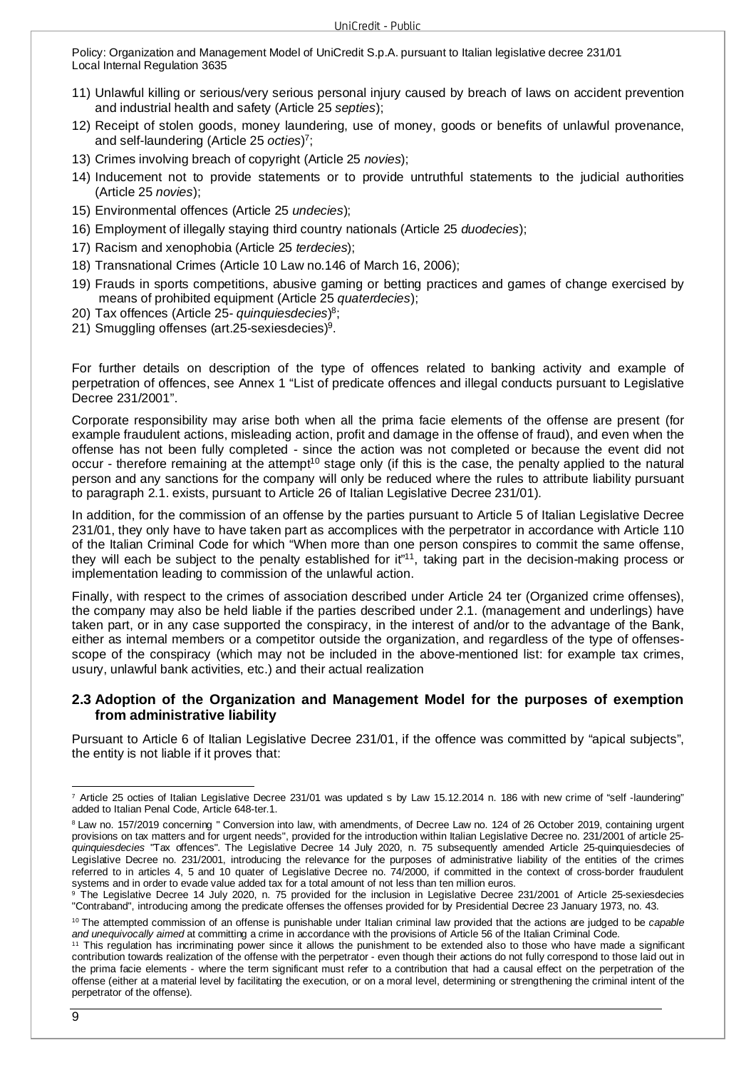11) Unlawful killing or serious/very serious personal injury caused by breach of laws on accident prevention and industrial health and safety (Article 25 *septies*);
12) Receipt of stolen goods, money laundering, use of money, goods or benefits of unlawful provenance, and self-laundering (Article 25 *octies*)[7];
13) Crimes involving breach of copyright (Article 25 *novies*);
14) Inducement not to provide statements or to provide untruthful statements to the judicial authorities (Article 25 *novies*);
15) Environmental offences (Article 25 *undecies*);
16) Employment of illegally staying third country nationals (Article 25 *duodecies*);
17) Racism and xenophobia (Article 25 *terdecies*);
18) Transnational Crimes (Article 10 Law no.146 of March 16, 2006);
19) Frauds in sports competitions, abusive gaming or betting practices and games of change exercised by means of prohibited equipment (Article 25 *quaterdecies*);
20) Tax offences (Article 25- *quinquiesdecies*)[8];
21) Smuggling offenses (art.25-sexiesdecies)[9].

For further details on description of the type of offences related to banking activity and example of perpetration of offences, see Annex 1 "List of predicate offences and illegal conducts pursuant to Legislative Decree 231/2001".

Corporate responsibility may arise both when all the prima facie elements of the offense are present (for example fraudulent actions, misleading action, profit and damage in the offense of fraud), and even when the offense has not been fully completed - since the action was not completed or because the event did not occur - therefore remaining at the attempt[10] stage only (if this is the case, the penalty applied to the natural person and any sanctions for the company will only be reduced where the rules to attribute liability pursuant to paragraph 2.1. exists, pursuant to Article 26 of Italian Legislative Decree 231/01).

In addition, for the commission of an offense by the parties pursuant to Article 5 of Italian Legislative Decree 231/01, they only have to have taken part as accomplices with the perpetrator in accordance with Article 110 of the Italian Criminal Code for which "When more than one person conspires to commit the same offense, they will each be subject to the penalty established for it"[11], taking part in the decision-making process or implementation leading to commission of the unlawful action.

Finally, with respect to the crimes of association described under Article 24 ter (Organized crime offenses), the company may also be held liable if the parties described under 2.1. (management and underlings) have taken part, or in any case supported the conspiracy, in the interest of and/or to the advantage of the Bank, either as internal members or a competitor outside the organization, and regardless of the type of offenses-scope of the conspiracy (which may not be included in the above-mentioned list: for example tax crimes, usury, unlawful bank activities, etc.) and their actual realization

## 2.3 Adoption of the Organization and Management Model for the purposes of exemption from administrative liability

Pursuant to Article 6 of Italian Legislative Decree 231/01, if the offence was committed by "apical subjects", the entity is not liable if it proves that:

---

[7] Article 25 octies of Italian Legislative Decree 231/01 was updated s by Law 15.12.2014 n. 186 with new crime of "self -laundering" added to Italian Penal Code, Article 648-ter.1.

[8] Law no. 157/2019 concerning " Conversion into law, with amendments, of Decree Law no. 124 of 26 October 2019, containing urgent provisions on tax matters and for urgent needs", provided for the introduction within Italian Legislative Decree no. 231/2001 of article 25-*quinquiesdecies* "Tax offences". The Legislative Decree 14 July 2020, n. 75 subsequently amended Article 25-quinquiesdecies of Legislative Decree no. 231/2001, introducing the relevance for the purposes of administrative liability of the entities of the crimes referred to in articles 4, 5 and 10 quater of Legislative Decree no. 74/2000, if committed in the context of cross-border fraudulent systems and in order to evade value added tax for a total amount of not less than ten million euros.

[9] The Legislative Decree 14 July 2020, n. 75 provided for the inclusion in Legislative Decree 231/2001 of Article 25-sexiesdecies "Contraband", introducing among the predicate offenses the offenses provided for by Presidential Decree 23 January 1973, no. 43.

[10] The attempted commission of an offense is punishable under Italian criminal law provided that the actions are judged to be *capable and unequivocally aimed* at committing a crime in accordance with the provisions of Article 56 of the Italian Criminal Code.

[11] This regulation has incriminating power since it allows the punishment to be extended also to those who have made a significant contribution towards realization of the offense with the perpetrator - even though their actions do not fully correspond to those laid out in the prima facie elements - where the term significant must refer to a contribution that had a causal effect on the perpetration of the offense (either at a material level by facilitating the execution, or on a moral level, determining or strengthening the criminal intent of the perpetrator of the offense).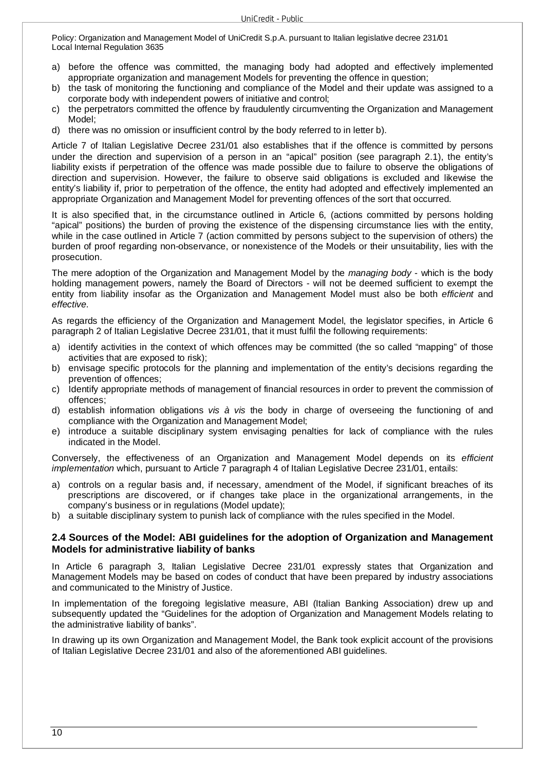a) before the offence was committed, the managing body had adopted and effectively implemented appropriate organization and management Models for preventing the offence in question;
b) the task of monitoring the functioning and compliance of the Model and their update was assigned to a corporate body with independent powers of initiative and control;
c) the perpetrators committed the offence by fraudulently circumventing the Organization and Management Model;
d) there was no omission or insufficient control by the body referred to in letter b).

Article 7 of Italian Legislative Decree 231/01 also establishes that if the offence is committed by persons under the direction and supervision of a person in an "apical" position (see paragraph 2.1), the entity's liability exists if perpetration of the offence was made possible due to failure to observe the obligations of direction and supervision. However, the failure to observe said obligations is excluded and likewise the entity's liability if, prior to perpetration of the offence, the entity had adopted and effectively implemented an appropriate Organization and Management Model for preventing offences of the sort that occurred.

It is also specified that, in the circumstance outlined in Article 6, (actions committed by persons holding "apical" positions) the burden of proving the existence of the dispensing circumstance lies with the entity, while in the case outlined in Article 7 (action committed by persons subject to the supervision of others) the burden of proof regarding non-observance, or nonexistence of the Models or their unsuitability, lies with the prosecution.

The mere adoption of the Organization and Management Model by the *managing body* - which is the body holding management powers, namely the Board of Directors - will not be deemed sufficient to exempt the entity from liability insofar as the Organization and Management Model must also be both *efficient* and *effective*.

As regards the efficiency of the Organization and Management Model, the legislator specifies, in Article 6 paragraph 2 of Italian Legislative Decree 231/01, that it must fulfil the following requirements:

a) identify activities in the context of which offences may be committed (the so called "mapping" of those activities that are exposed to risk);
b) envisage specific protocols for the planning and implementation of the entity's decisions regarding the prevention of offences;
c) Identify appropriate methods of management of financial resources in order to prevent the commission of offences;
d) establish information obligations *vis à vis* the body in charge of overseeing the functioning of and compliance with the Organization and Management Model;
e) introduce a suitable disciplinary system envisaging penalties for lack of compliance with the rules indicated in the Model.

Conversely, the effectiveness of an Organization and Management Model depends on its *efficient implementation* which, pursuant to Article 7 paragraph 4 of Italian Legislative Decree 231/01, entails:

a) controls on a regular basis and, if necessary, amendment of the Model, if significant breaches of its prescriptions are discovered, or if changes take place in the organizational arrangements, in the company's business or in regulations (Model update);
b) a suitable disciplinary system to punish lack of compliance with the rules specified in the Model.

### 2.4 Sources of the Model: ABI guidelines for the adoption of Organization and Management Models for administrative liability of banks

In Article 6 paragraph 3, Italian Legislative Decree 231/01 expressly states that Organization and Management Models may be based on codes of conduct that have been prepared by industry associations and communicated to the Ministry of Justice.

In implementation of the foregoing legislative measure, ABI (Italian Banking Association) drew up and subsequently updated the "Guidelines for the adoption of Organization and Management Models relating to the administrative liability of banks".

In drawing up its own Organization and Management Model, the Bank took explicit account of the provisions of Italian Legislative Decree 231/01 and also of the aforementioned ABI guidelines.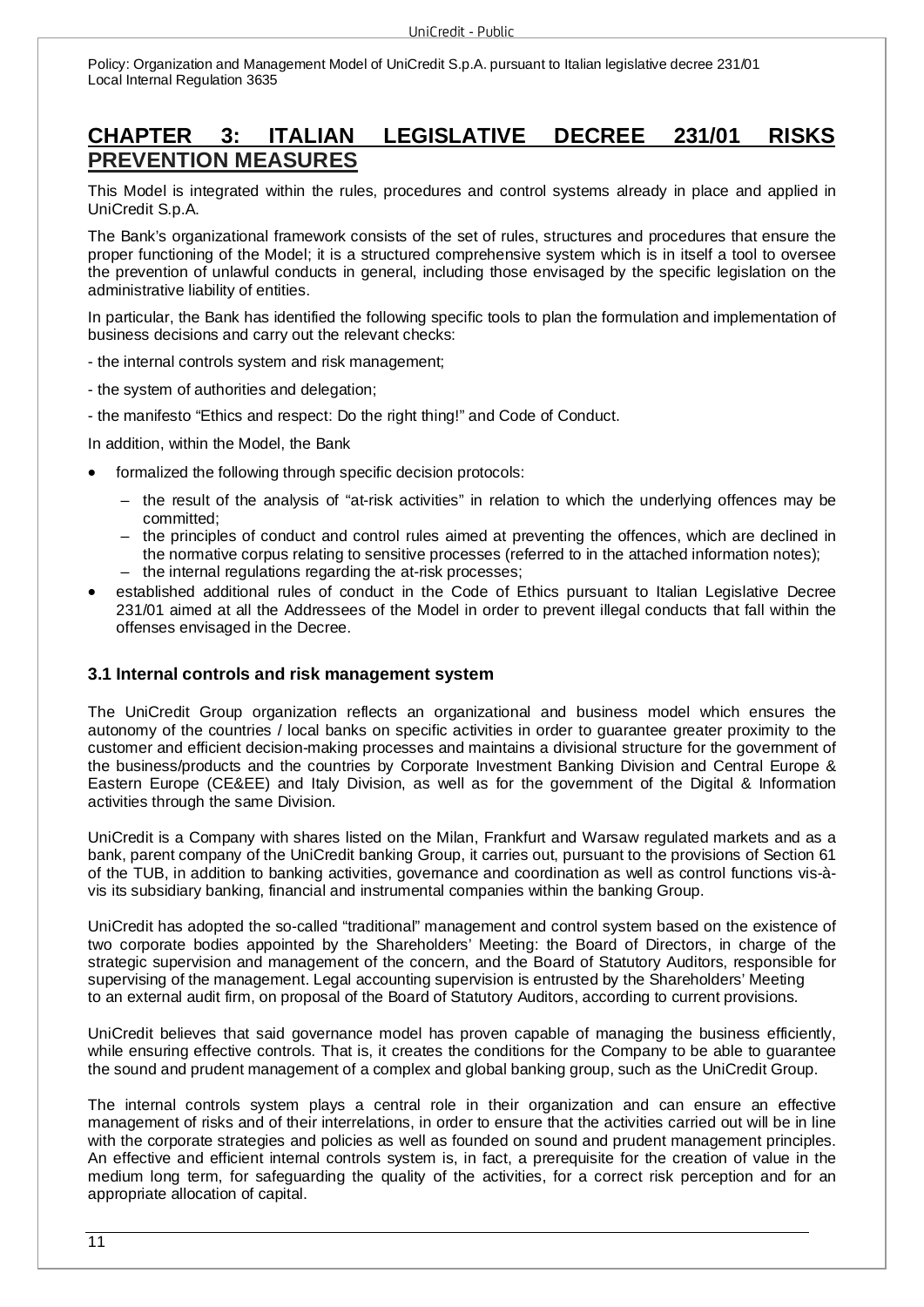## CHAPTER 3: ITALIAN LEGISLATIVE DECREE 231/01 RISKS PREVENTION MEASURES

This Model is integrated within the rules, procedures and control systems already in place and applied in UniCredit S.p.A.

The Bank's organizational framework consists of the set of rules, structures and procedures that ensure the proper functioning of the Model; it is a structured comprehensive system which is in itself a tool to oversee the prevention of unlawful conducts in general, including those envisaged by the specific legislation on the administrative liability of entities.

In particular, the Bank has identified the following specific tools to plan the formulation and implementation of business decisions and carry out the relevant checks:

- the internal controls system and risk management;

- the system of authorities and delegation;

- the manifesto "Ethics and respect: Do the right thing!" and Code of Conduct.

In addition, within the Model, the Bank

- formalized the following through specific decision protocols:
  - the result of the analysis of "at-risk activities" in relation to which the underlying offences may be committed;
  - the principles of conduct and control rules aimed at preventing the offences, which are declined in the normative corpus relating to sensitive processes (referred to in the attached information notes);
  - the internal regulations regarding the at-risk processes;
- established additional rules of conduct in the Code of Ethics pursuant to Italian Legislative Decree 231/01 aimed at all the Addressees of the Model in order to prevent illegal conducts that fall within the offenses envisaged in the Decree.

### 3.1 Internal controls and risk management system

The UniCredit Group organization reflects an organizational and business model which ensures the autonomy of the countries / local banks on specific activities in order to guarantee greater proximity to the customer and efficient decision-making processes and maintains a divisional structure for the government of the business/products and the countries by Corporate Investment Banking Division and Central Europe & Eastern Europe (CE&EE) and Italy Division, as well as for the government of the Digital & Information activities through the same Division.

UniCredit is a Company with shares listed on the Milan, Frankfurt and Warsaw regulated markets and as a bank, parent company of the UniCredit banking Group, it carries out, pursuant to the provisions of Section 61 of the TUB, in addition to banking activities, governance and coordination as well as control functions vis-à-vis its subsidiary banking, financial and instrumental companies within the banking Group.

UniCredit has adopted the so-called "traditional" management and control system based on the existence of two corporate bodies appointed by the Shareholders' Meeting: the Board of Directors, in charge of the strategic supervision and management of the concern, and the Board of Statutory Auditors, responsible for supervising of the management. Legal accounting supervision is entrusted by the Shareholders' Meeting to an external audit firm, on proposal of the Board of Statutory Auditors, according to current provisions.

UniCredit believes that said governance model has proven capable of managing the business efficiently, while ensuring effective controls. That is, it creates the conditions for the Company to be able to guarantee the sound and prudent management of a complex and global banking group, such as the UniCredit Group.

The internal controls system plays a central role in their organization and can ensure an effective management of risks and of their interrelations, in order to ensure that the activities carried out will be in line with the corporate strategies and policies as well as founded on sound and prudent management principles. An effective and efficient internal controls system is, in fact, a prerequisite for the creation of value in the medium long term, for safeguarding the quality of the activities, for a correct risk perception and for an appropriate allocation of capital.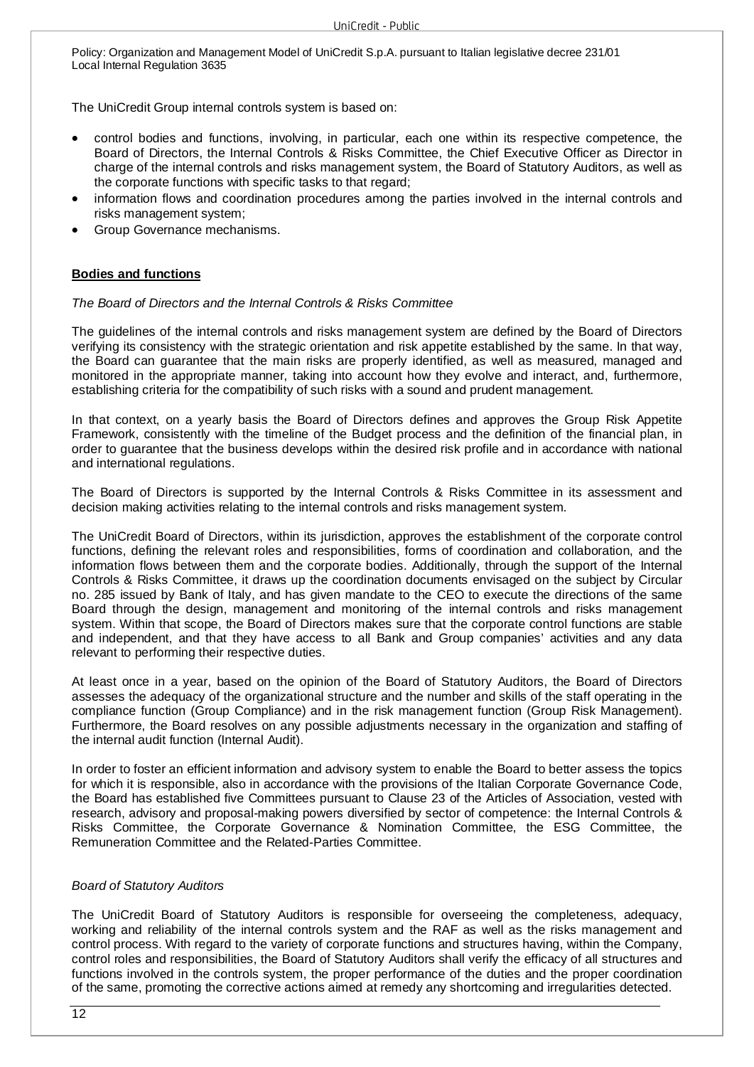The UniCredit Group internal controls system is based on:

- control bodies and functions, involving, in particular, each one within its respective competence, the Board of Directors, the Internal Controls & Risks Committee, the Chief Executive Officer as Director in charge of the internal controls and risks management system, the Board of Statutory Auditors, as well as the corporate functions with specific tasks to that regard;
- information flows and coordination procedures among the parties involved in the internal controls and risks management system;
- Group Governance mechanisms.

**<u>Bodies and functions</u>**

*The Board of Directors and the Internal Controls & Risks Committee*

The guidelines of the internal controls and risks management system are defined by the Board of Directors verifying its consistency with the strategic orientation and risk appetite established by the same. In that way, the Board can guarantee that the main risks are properly identified, as well as measured, managed and monitored in the appropriate manner, taking into account how they evolve and interact, and, furthermore, establishing criteria for the compatibility of such risks with a sound and prudent management.

In that context, on a yearly basis the Board of Directors defines and approves the Group Risk Appetite Framework, consistently with the timeline of the Budget process and the definition of the financial plan, in order to guarantee that the business develops within the desired risk profile and in accordance with national and international regulations.

The Board of Directors is supported by the Internal Controls & Risks Committee in its assessment and decision making activities relating to the internal controls and risks management system.

The UniCredit Board of Directors, within its jurisdiction, approves the establishment of the corporate control functions, defining the relevant roles and responsibilities, forms of coordination and collaboration, and the information flows between them and the corporate bodies. Additionally, through the support of the Internal Controls & Risks Committee, it draws up the coordination documents envisaged on the subject by Circular no. 285 issued by Bank of Italy, and has given mandate to the CEO to execute the directions of the same Board through the design, management and monitoring of the internal controls and risks management system. Within that scope, the Board of Directors makes sure that the corporate control functions are stable and independent, and that they have access to all Bank and Group companies' activities and any data relevant to performing their respective duties.

At least once in a year, based on the opinion of the Board of Statutory Auditors, the Board of Directors assesses the adequacy of the organizational structure and the number and skills of the staff operating in the compliance function (Group Compliance) and in the risk management function (Group Risk Management). Furthermore, the Board resolves on any possible adjustments necessary in the organization and staffing of the internal audit function (Internal Audit).

In order to foster an efficient information and advisory system to enable the Board to better assess the topics for which it is responsible, also in accordance with the provisions of the Italian Corporate Governance Code, the Board has established five Committees pursuant to Clause 23 of the Articles of Association, vested with research, advisory and proposal-making powers diversified by sector of competence: the Internal Controls & Risks Committee, the Corporate Governance & Nomination Committee, the ESG Committee, the Remuneration Committee and the Related-Parties Committee.

*Board of Statutory Auditors*

The UniCredit Board of Statutory Auditors is responsible for overseeing the completeness, adequacy, working and reliability of the internal controls system and the RAF as well as the risks management and control process. With regard to the variety of corporate functions and structures having, within the Company, control roles and responsibilities, the Board of Statutory Auditors shall verify the efficacy of all structures and functions involved in the controls system, the proper performance of the duties and the proper coordination of the same, promoting the corrective actions aimed at remedy any shortcoming and irregularities detected.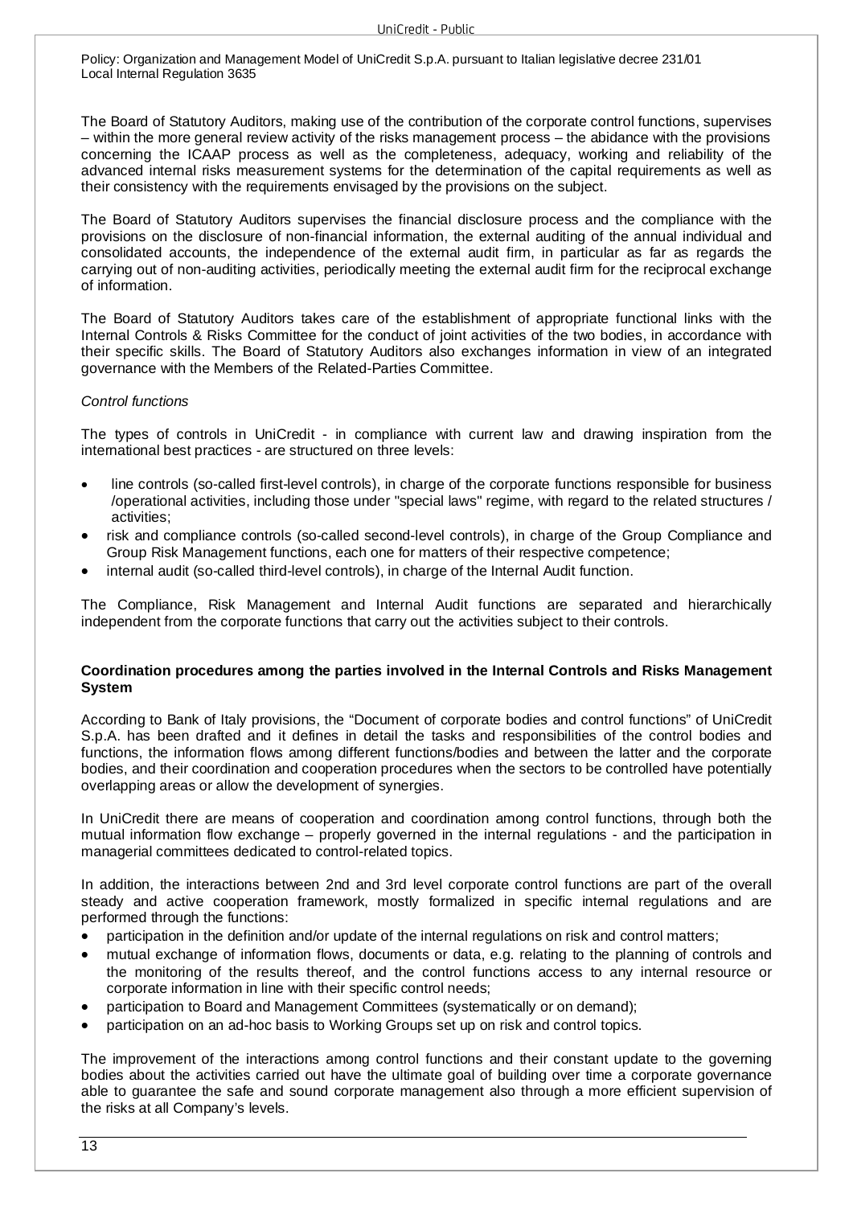The Board of Statutory Auditors, making use of the contribution of the corporate control functions, supervises – within the more general review activity of the risks management process – the abidance with the provisions concerning the ICAAP process as well as the completeness, adequacy, working and reliability of the advanced internal risks measurement systems for the determination of the capital requirements as well as their consistency with the requirements envisaged by the provisions on the subject.

The Board of Statutory Auditors supervises the financial disclosure process and the compliance with the provisions on the disclosure of non-financial information, the external auditing of the annual individual and consolidated accounts, the independence of the external audit firm, in particular as far as regards the carrying out of non-auditing activities, periodically meeting the external audit firm for the reciprocal exchange of information.

The Board of Statutory Auditors takes care of the establishment of appropriate functional links with the Internal Controls & Risks Committee for the conduct of joint activities of the two bodies, in accordance with their specific skills. The Board of Statutory Auditors also exchanges information in view of an integrated governance with the Members of the Related-Parties Committee.

*Control functions*

The types of controls in UniCredit - in compliance with current law and drawing inspiration from the international best practices - are structured on three levels:

- line controls (so-called first-level controls), in charge of the corporate functions responsible for business /operational activities, including those under "special laws" regime, with regard to the related structures / activities;
- risk and compliance controls (so-called second-level controls), in charge of the Group Compliance and Group Risk Management functions, each one for matters of their respective competence;
- internal audit (so-called third-level controls), in charge of the Internal Audit function.

The Compliance, Risk Management and Internal Audit functions are separated and hierarchically independent from the corporate functions that carry out the activities subject to their controls.

**Coordination procedures among the parties involved in the Internal Controls and Risks Management System**

According to Bank of Italy provisions, the "Document of corporate bodies and control functions" of UniCredit S.p.A. has been drafted and it defines in detail the tasks and responsibilities of the control bodies and functions, the information flows among different functions/bodies and between the latter and the corporate bodies, and their coordination and cooperation procedures when the sectors to be controlled have potentially overlapping areas or allow the development of synergies.

In UniCredit there are means of cooperation and coordination among control functions, through both the mutual information flow exchange – properly governed in the internal regulations - and the participation in managerial committees dedicated to control-related topics.

In addition, the interactions between 2nd and 3rd level corporate control functions are part of the overall steady and active cooperation framework, mostly formalized in specific internal regulations and are performed through the functions:

- participation in the definition and/or update of the internal regulations on risk and control matters;
- mutual exchange of information flows, documents or data, e.g. relating to the planning of controls and the monitoring of the results thereof, and the control functions access to any internal resource or corporate information in line with their specific control needs;
- participation to Board and Management Committees (systematically or on demand);
- participation on an ad-hoc basis to Working Groups set up on risk and control topics.

The improvement of the interactions among control functions and their constant update to the governing bodies about the activities carried out have the ultimate goal of building over time a corporate governance able to guarantee the safe and sound corporate management also through a more efficient supervision of the risks at all Company's levels.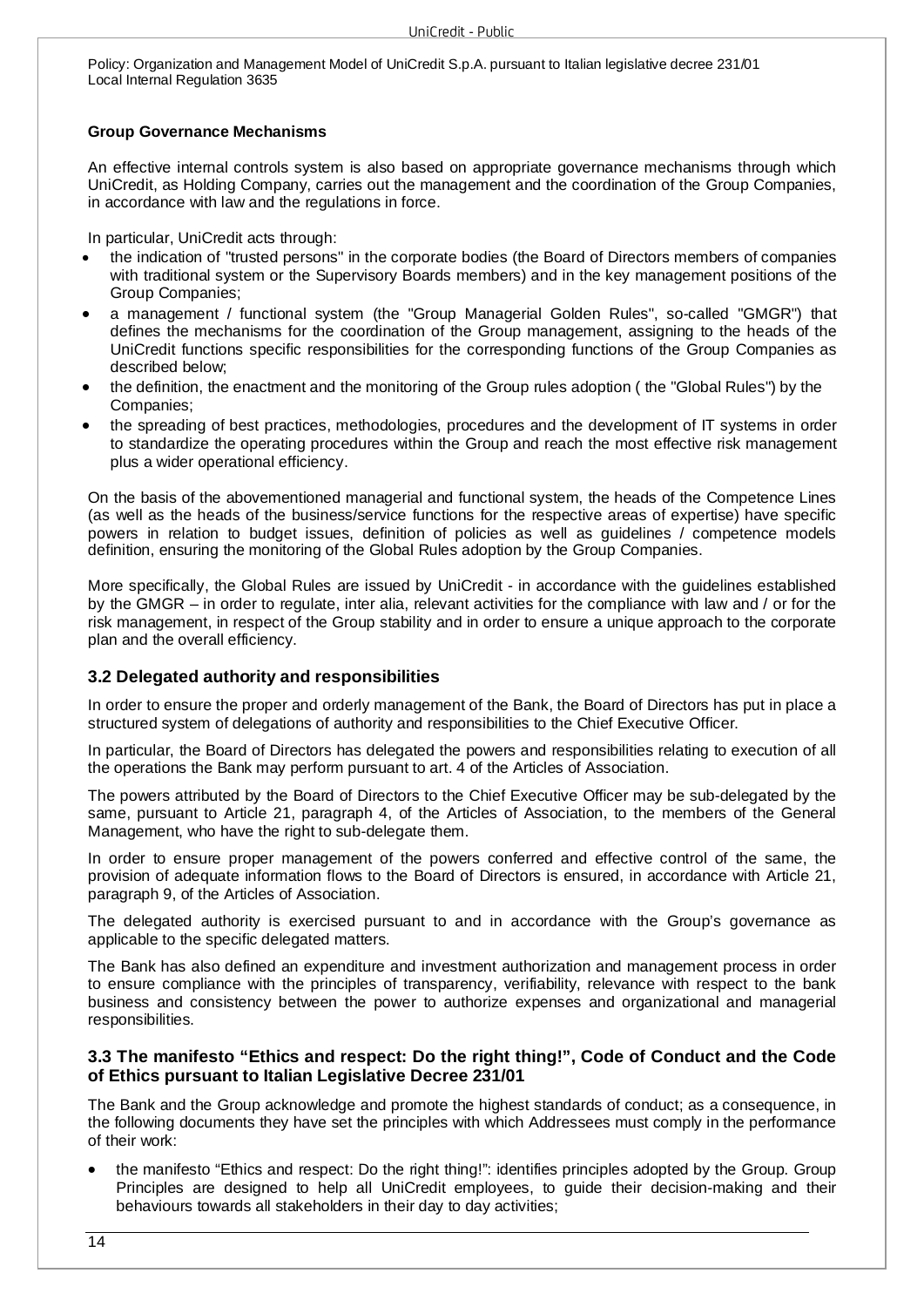**Group Governance Mechanisms**

An effective internal controls system is also based on appropriate governance mechanisms through which UniCredit, as Holding Company, carries out the management and the coordination of the Group Companies, in accordance with law and the regulations in force.

In particular, UniCredit acts through:

- the indication of "trusted persons" in the corporate bodies (the Board of Directors members of companies with traditional system or the Supervisory Boards members) and in the key management positions of the Group Companies;
- a management / functional system (the "Group Managerial Golden Rules", so-called "GMGR") that defines the mechanisms for the coordination of the Group management, assigning to the heads of the UniCredit functions specific responsibilities for the corresponding functions of the Group Companies as described below;
- the definition, the enactment and the monitoring of the Group rules adoption ( the "Global Rules") by the Companies;
- the spreading of best practices, methodologies, procedures and the development of IT systems in order to standardize the operating procedures within the Group and reach the most effective risk management plus a wider operational efficiency.

On the basis of the abovementioned managerial and functional system, the heads of the Competence Lines (as well as the heads of the business/service functions for the respective areas of expertise) have specific powers in relation to budget issues, definition of policies as well as guidelines / competence models definition, ensuring the monitoring of the Global Rules adoption by the Group Companies.

More specifically, the Global Rules are issued by UniCredit - in accordance with the guidelines established by the GMGR – in order to regulate, inter alia, relevant activities for the compliance with law and / or for the risk management, in respect of the Group stability and in order to ensure a unique approach to the corporate plan and the overall efficiency.

## 3.2 Delegated authority and responsibilities

In order to ensure the proper and orderly management of the Bank, the Board of Directors has put in place a structured system of delegations of authority and responsibilities to the Chief Executive Officer.

In particular, the Board of Directors has delegated the powers and responsibilities relating to execution of all the operations the Bank may perform pursuant to art. 4 of the Articles of Association.

The powers attributed by the Board of Directors to the Chief Executive Officer may be sub-delegated by the same, pursuant to Article 21, paragraph 4, of the Articles of Association, to the members of the General Management, who have the right to sub-delegate them.

In order to ensure proper management of the powers conferred and effective control of the same, the provision of adequate information flows to the Board of Directors is ensured, in accordance with Article 21, paragraph 9, of the Articles of Association.

The delegated authority is exercised pursuant to and in accordance with the Group's governance as applicable to the specific delegated matters.

The Bank has also defined an expenditure and investment authorization and management process in order to ensure compliance with the principles of transparency, verifiability, relevance with respect to the bank business and consistency between the power to authorize expenses and organizational and managerial responsibilities.

## 3.3 The manifesto "Ethics and respect: Do the right thing!", Code of Conduct and the Code of Ethics pursuant to Italian Legislative Decree 231/01

The Bank and the Group acknowledge and promote the highest standards of conduct; as a consequence, in the following documents they have set the principles with which Addressees must comply in the performance of their work:

- the manifesto "Ethics and respect: Do the right thing!": identifies principles adopted by the Group. Group Principles are designed to help all UniCredit employees, to guide their decision-making and their behaviours towards all stakeholders in their day to day activities;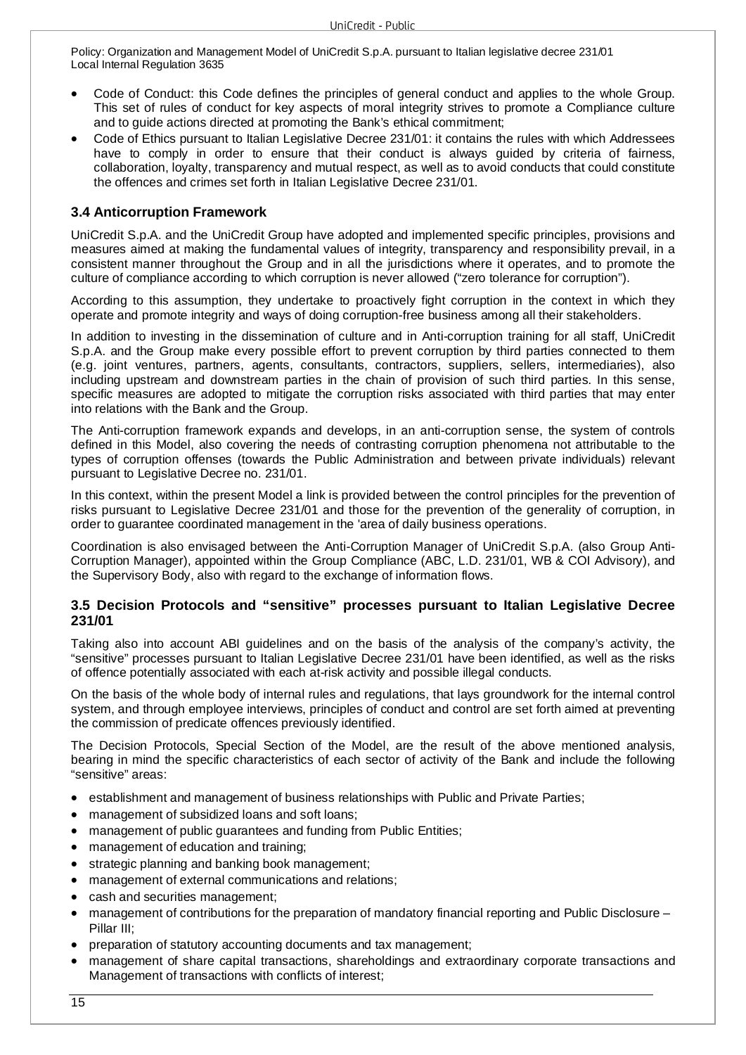- Code of Conduct: this Code defines the principles of general conduct and applies to the whole Group. This set of rules of conduct for key aspects of moral integrity strives to promote a Compliance culture and to guide actions directed at promoting the Bank's ethical commitment;
- Code of Ethics pursuant to Italian Legislative Decree 231/01: it contains the rules with which Addressees have to comply in order to ensure that their conduct is always guided by criteria of fairness, collaboration, loyalty, transparency and mutual respect, as well as to avoid conducts that could constitute the offences and crimes set forth in Italian Legislative Decree 231/01.

### 3.4 Anticorruption Framework

UniCredit S.p.A. and the UniCredit Group have adopted and implemented specific principles, provisions and measures aimed at making the fundamental values of integrity, transparency and responsibility prevail, in a consistent manner throughout the Group and in all the jurisdictions where it operates, and to promote the culture of compliance according to which corruption is never allowed ("zero tolerance for corruption").

According to this assumption, they undertake to proactively fight corruption in the context in which they operate and promote integrity and ways of doing corruption-free business among all their stakeholders.

In addition to investing in the dissemination of culture and in Anti-corruption training for all staff, UniCredit S.p.A. and the Group make every possible effort to prevent corruption by third parties connected to them (e.g. joint ventures, partners, agents, consultants, contractors, suppliers, sellers, intermediaries), also including upstream and downstream parties in the chain of provision of such third parties. In this sense, specific measures are adopted to mitigate the corruption risks associated with third parties that may enter into relations with the Bank and the Group.

The Anti-corruption framework expands and develops, in an anti-corruption sense, the system of controls defined in this Model, also covering the needs of contrasting corruption phenomena not attributable to the types of corruption offenses (towards the Public Administration and between private individuals) relevant pursuant to Legislative Decree no. 231/01.

In this context, within the present Model a link is provided between the control principles for the prevention of risks pursuant to Legislative Decree 231/01 and those for the prevention of the generality of corruption, in order to guarantee coordinated management in the 'area of daily business operations.

Coordination is also envisaged between the Anti-Corruption Manager of UniCredit S.p.A. (also Group Anti-Corruption Manager), appointed within the Group Compliance (ABC, L.D. 231/01, WB & COI Advisory), and the Supervisory Body, also with regard to the exchange of information flows.

### 3.5 Decision Protocols and "sensitive" processes pursuant to Italian Legislative Decree 231/01

Taking also into account ABI guidelines and on the basis of the analysis of the company's activity, the "sensitive" processes pursuant to Italian Legislative Decree 231/01 have been identified, as well as the risks of offence potentially associated with each at-risk activity and possible illegal conducts.

On the basis of the whole body of internal rules and regulations, that lays groundwork for the internal control system, and through employee interviews, principles of conduct and control are set forth aimed at preventing the commission of predicate offences previously identified.

The Decision Protocols, Special Section of the Model, are the result of the above mentioned analysis, bearing in mind the specific characteristics of each sector of activity of the Bank and include the following "sensitive" areas:

- establishment and management of business relationships with Public and Private Parties;
- management of subsidized loans and soft loans;
- management of public guarantees and funding from Public Entities;
- management of education and training;
- strategic planning and banking book management;
- management of external communications and relations;
- cash and securities management;
- management of contributions for the preparation of mandatory financial reporting and Public Disclosure – Pillar III;
- preparation of statutory accounting documents and tax management;
- management of share capital transactions, shareholdings and extraordinary corporate transactions and Management of transactions with conflicts of interest;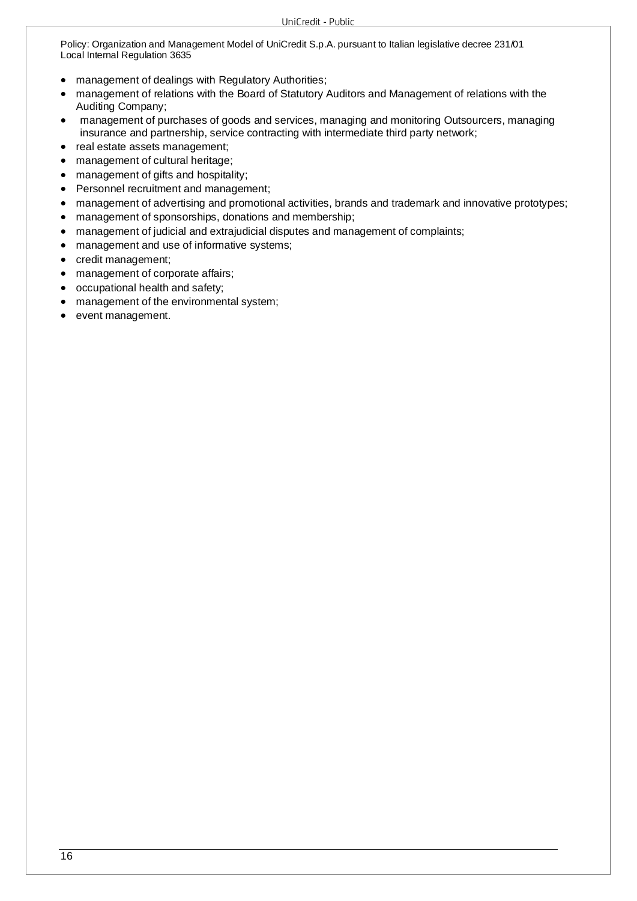- management of dealings with Regulatory Authorities;
- management of relations with the Board of Statutory Auditors and Management of relations with the Auditing Company;
- management of purchases of goods and services, managing and monitoring Outsourcers, managing insurance and partnership, service contracting with intermediate third party network;
- real estate assets management;
- management of cultural heritage;
- management of gifts and hospitality;
- Personnel recruitment and management;
- management of advertising and promotional activities, brands and trademark and innovative prototypes;
- management of sponsorships, donations and membership;
- management of judicial and extrajudicial disputes and management of complaints;
- management and use of informative systems;
- credit management;
- management of corporate affairs;
- occupational health and safety;
- management of the environmental system;
- event management.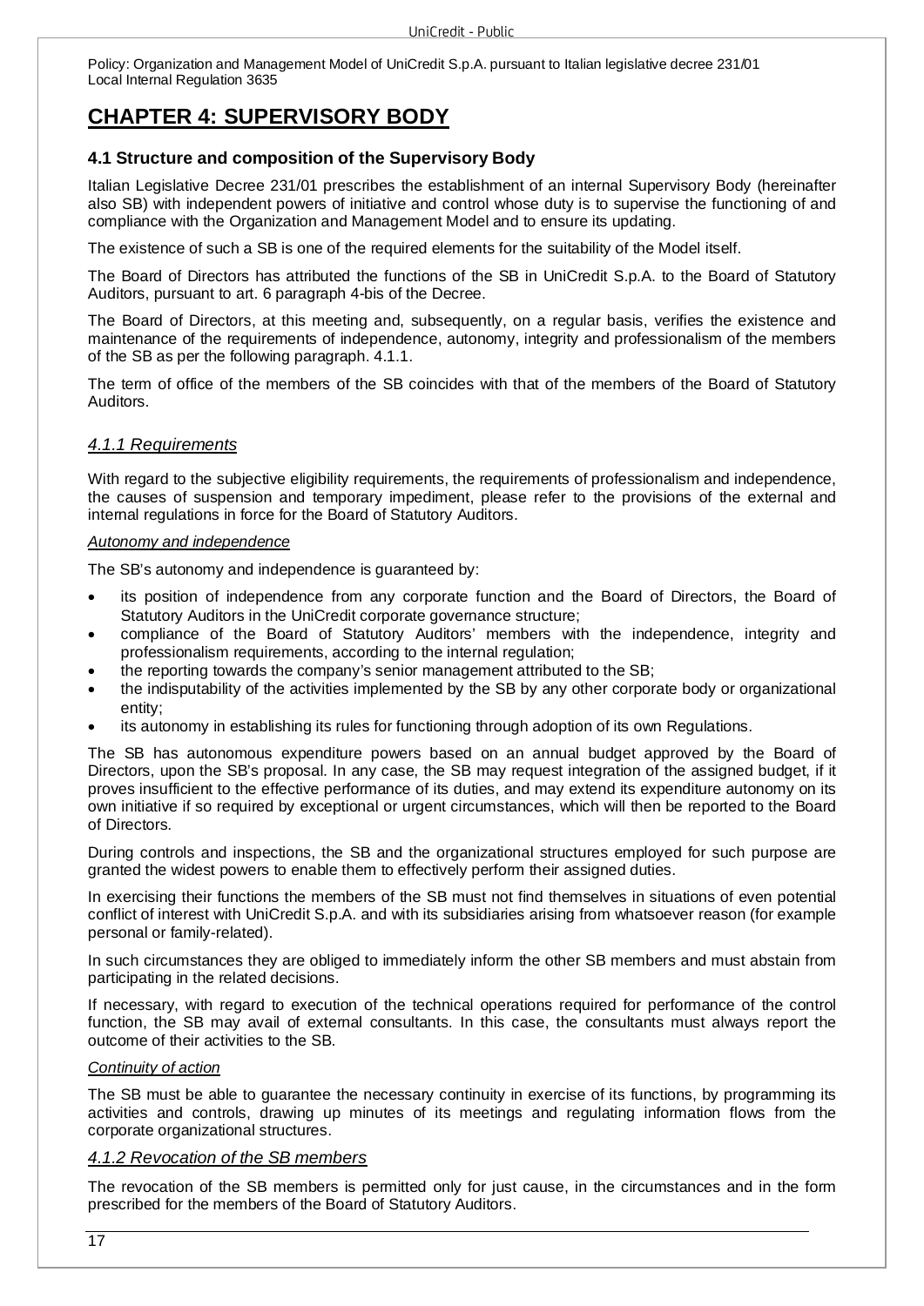# CHAPTER 4: SUPERVISORY BODY

### 4.1 Structure and composition of the Supervisory Body

Italian Legislative Decree 231/01 prescribes the establishment of an internal Supervisory Body (hereinafter also SB) with independent powers of initiative and control whose duty is to supervise the functioning of and compliance with the Organization and Management Model and to ensure its updating.

The existence of such a SB is one of the required elements for the suitability of the Model itself.

The Board of Directors has attributed the functions of the SB in UniCredit S.p.A. to the Board of Statutory Auditors, pursuant to art. 6 paragraph 4-bis of the Decree.

The Board of Directors, at this meeting and, subsequently, on a regular basis, verifies the existence and maintenance of the requirements of independence, autonomy, integrity and professionalism of the members of the SB as per the following paragraph. 4.1.1.

The term of office of the members of the SB coincides with that of the members of the Board of Statutory Auditors.

#### *4.1.1 Requirements*

With regard to the subjective eligibility requirements, the requirements of professionalism and independence, the causes of suspension and temporary impediment, please refer to the provisions of the external and internal regulations in force for the Board of Statutory Auditors.

*Autonomy and independence*

The SB's autonomy and independence is guaranteed by:

- its position of independence from any corporate function and the Board of Directors, the Board of Statutory Auditors in the UniCredit corporate governance structure;
- compliance of the Board of Statutory Auditors' members with the independence, integrity and professionalism requirements, according to the internal regulation;
- the reporting towards the company's senior management attributed to the SB;
- the indisputability of the activities implemented by the SB by any other corporate body or organizational entity;
- its autonomy in establishing its rules for functioning through adoption of its own Regulations.

The SB has autonomous expenditure powers based on an annual budget approved by the Board of Directors, upon the SB's proposal. In any case, the SB may request integration of the assigned budget, if it proves insufficient to the effective performance of its duties, and may extend its expenditure autonomy on its own initiative if so required by exceptional or urgent circumstances, which will then be reported to the Board of Directors.

During controls and inspections, the SB and the organizational structures employed for such purpose are granted the widest powers to enable them to effectively perform their assigned duties.

In exercising their functions the members of the SB must not find themselves in situations of even potential conflict of interest with UniCredit S.p.A. and with its subsidiaries arising from whatsoever reason (for example personal or family-related).

In such circumstances they are obliged to immediately inform the other SB members and must abstain from participating in the related decisions.

If necessary, with regard to execution of the technical operations required for performance of the control function, the SB may avail of external consultants. In this case, the consultants must always report the outcome of their activities to the SB.

*Continuity of action*

The SB must be able to guarantee the necessary continuity in exercise of its functions, by programming its activities and controls, drawing up minutes of its meetings and regulating information flows from the corporate organizational structures.

#### *4.1.2 Revocation of the SB members*

The revocation of the SB members is permitted only for just cause, in the circumstances and in the form prescribed for the members of the Board of Statutory Auditors.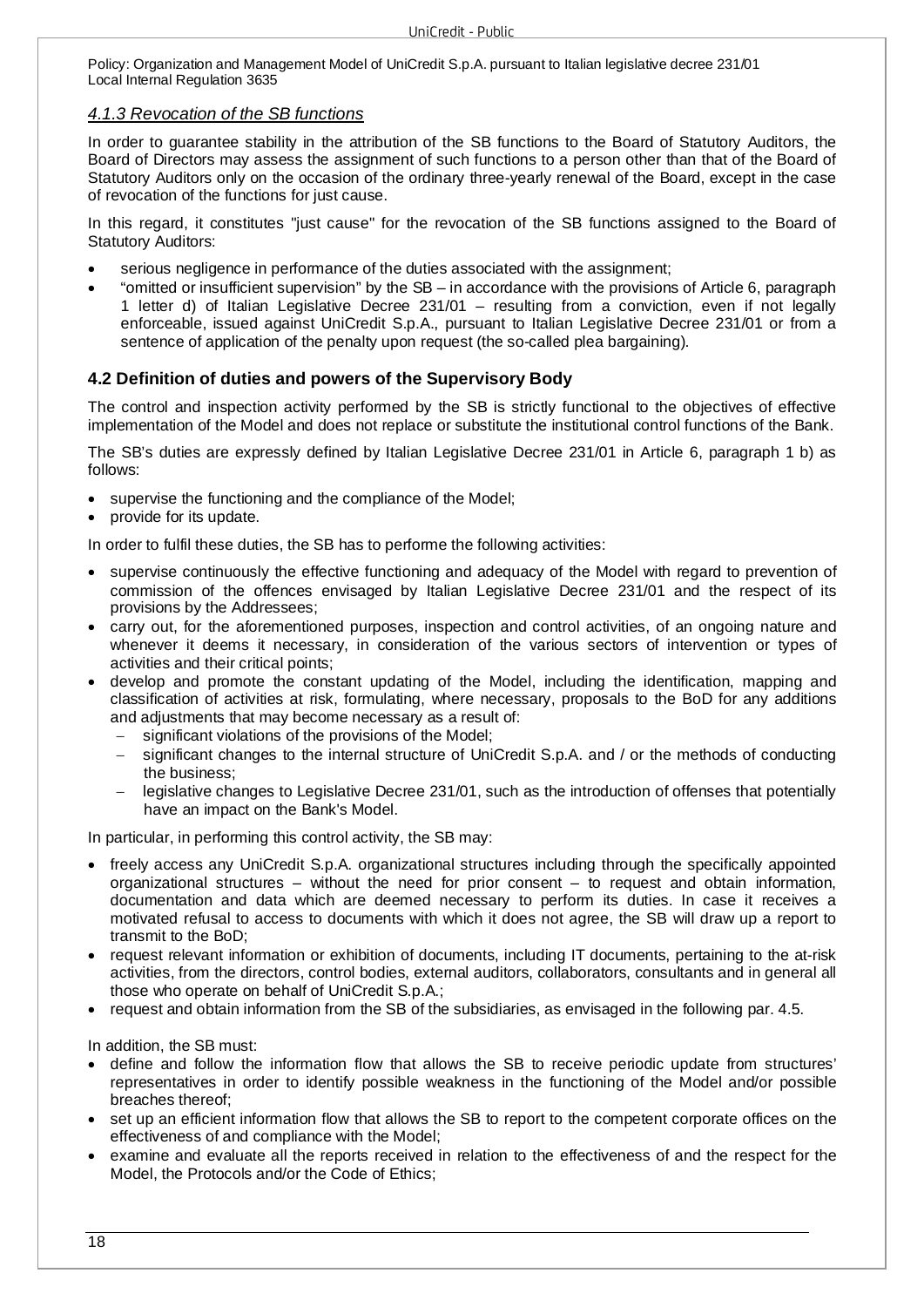#### *4.1.3 Revocation of the SB functions*

In order to guarantee stability in the attribution of the SB functions to the Board of Statutory Auditors, the Board of Directors may assess the assignment of such functions to a person other than that of the Board of Statutory Auditors only on the occasion of the ordinary three-yearly renewal of the Board, except in the case of revocation of the functions for just cause.

In this regard, it constitutes "just cause" for the revocation of the SB functions assigned to the Board of Statutory Auditors:

- serious negligence in performance of the duties associated with the assignment;
- "omitted or insufficient supervision" by the SB – in accordance with the provisions of Article 6, paragraph 1 letter d) of Italian Legislative Decree 231/01 – resulting from a conviction, even if not legally enforceable, issued against UniCredit S.p.A., pursuant to Italian Legislative Decree 231/01 or from a sentence of application of the penalty upon request (the so-called plea bargaining).

### 4.2 Definition of duties and powers of the Supervisory Body

The control and inspection activity performed by the SB is strictly functional to the objectives of effective implementation of the Model and does not replace or substitute the institutional control functions of the Bank.

The SB's duties are expressly defined by Italian Legislative Decree 231/01 in Article 6, paragraph 1 b) as follows:

- supervise the functioning and the compliance of the Model;
- provide for its update.

In order to fulfil these duties, the SB has to performe the following activities:

- supervise continuously the effective functioning and adequacy of the Model with regard to prevention of commission of the offences envisaged by Italian Legislative Decree 231/01 and the respect of its provisions by the Addressees;
- carry out, for the aforementioned purposes, inspection and control activities, of an ongoing nature and whenever it deems it necessary, in consideration of the various sectors of intervention or types of activities and their critical points;
- develop and promote the constant updating of the Model, including the identification, mapping and classification of activities at risk, formulating, where necessary, proposals to the BoD for any additions and adjustments that may become necessary as a result of:
  - significant violations of the provisions of the Model;
  - significant changes to the internal structure of UniCredit S.p.A. and / or the methods of conducting the business;
  - legislative changes to Legislative Decree 231/01, such as the introduction of offenses that potentially have an impact on the Bank's Model.

In particular, in performing this control activity, the SB may:

- freely access any UniCredit S.p.A. organizational structures including through the specifically appointed organizational structures – without the need for prior consent – to request and obtain information, documentation and data which are deemed necessary to perform its duties. In case it receives a motivated refusal to access to documents with which it does not agree, the SB will draw up a report to transmit to the BoD;
- request relevant information or exhibition of documents, including IT documents, pertaining to the at-risk activities, from the directors, control bodies, external auditors, collaborators, consultants and in general all those who operate on behalf of UniCredit S.p.A.;
- request and obtain information from the SB of the subsidiaries, as envisaged in the following par. 4.5.

In addition, the SB must:

- define and follow the information flow that allows the SB to receive periodic update from structures' representatives in order to identify possible weakness in the functioning of the Model and/or possible breaches thereof;
- set up an efficient information flow that allows the SB to report to the competent corporate offices on the effectiveness of and compliance with the Model;
- examine and evaluate all the reports received in relation to the effectiveness of and the respect for the Model, the Protocols and/or the Code of Ethics;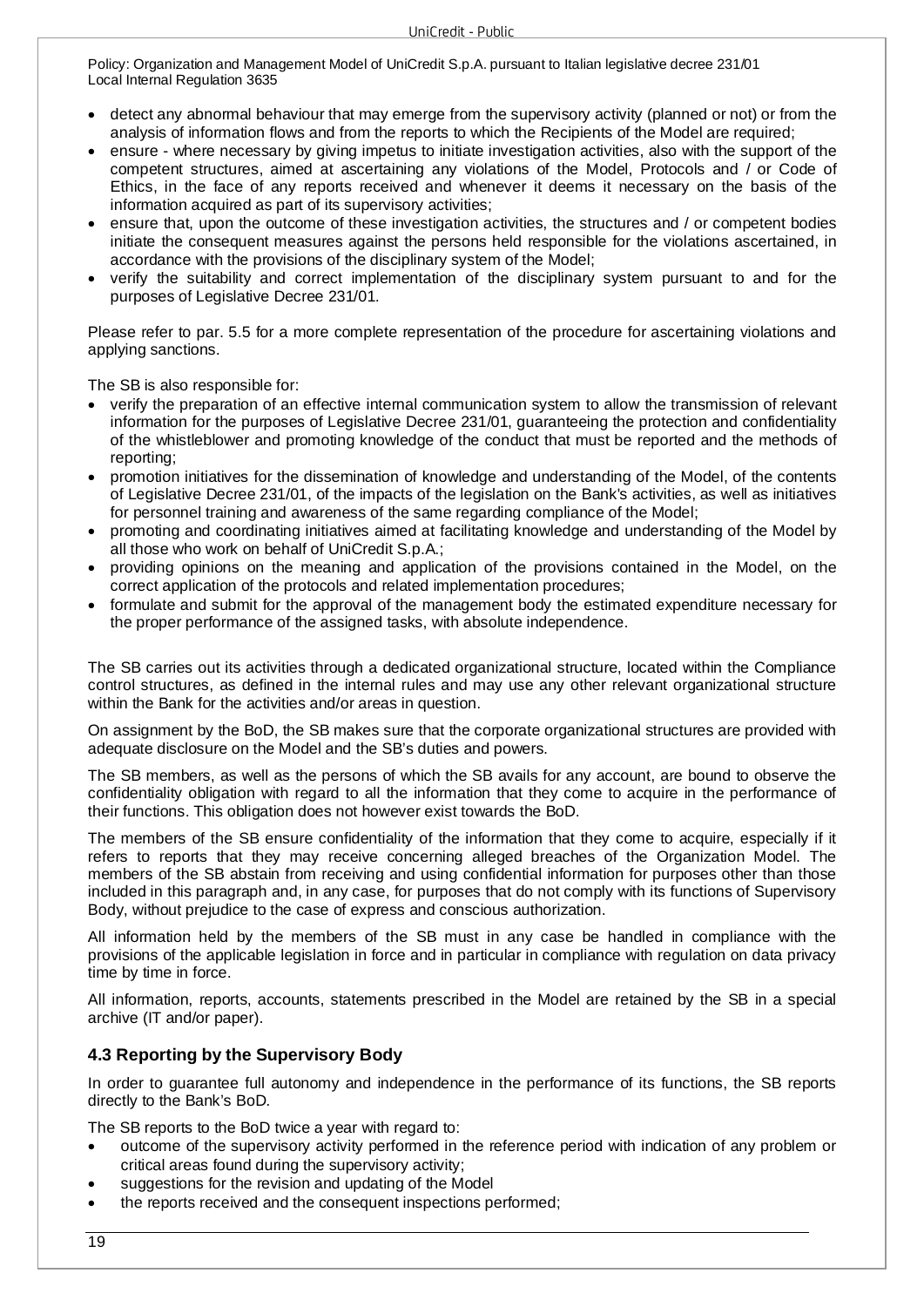- detect any abnormal behaviour that may emerge from the supervisory activity (planned or not) or from the analysis of information flows and from the reports to which the Recipients of the Model are required;
- ensure - where necessary by giving impetus to initiate investigation activities, also with the support of the competent structures, aimed at ascertaining any violations of the Model, Protocols and / or Code of Ethics, in the face of any reports received and whenever it deems it necessary on the basis of the information acquired as part of its supervisory activities;
- ensure that, upon the outcome of these investigation activities, the structures and / or competent bodies initiate the consequent measures against the persons held responsible for the violations ascertained, in accordance with the provisions of the disciplinary system of the Model;
- verify the suitability and correct implementation of the disciplinary system pursuant to and for the purposes of Legislative Decree 231/01.

Please refer to par. 5.5 for a more complete representation of the procedure for ascertaining violations and applying sanctions.

The SB is also responsible for:

- verify the preparation of an effective internal communication system to allow the transmission of relevant information for the purposes of Legislative Decree 231/01, guaranteeing the protection and confidentiality of the whistleblower and promoting knowledge of the conduct that must be reported and the methods of reporting;
- promotion initiatives for the dissemination of knowledge and understanding of the Model, of the contents of Legislative Decree 231/01, of the impacts of the legislation on the Bank's activities, as well as initiatives for personnel training and awareness of the same regarding compliance of the Model;
- promoting and coordinating initiatives aimed at facilitating knowledge and understanding of the Model by all those who work on behalf of UniCredit S.p.A.;
- providing opinions on the meaning and application of the provisions contained in the Model, on the correct application of the protocols and related implementation procedures;
- formulate and submit for the approval of the management body the estimated expenditure necessary for the proper performance of the assigned tasks, with absolute independence.

The SB carries out its activities through a dedicated organizational structure, located within the Compliance control structures, as defined in the internal rules and may use any other relevant organizational structure within the Bank for the activities and/or areas in question.

On assignment by the BoD, the SB makes sure that the corporate organizational structures are provided with adequate disclosure on the Model and the SB's duties and powers.

The SB members, as well as the persons of which the SB avails for any account, are bound to observe the confidentiality obligation with regard to all the information that they come to acquire in the performance of their functions. This obligation does not however exist towards the BoD.

The members of the SB ensure confidentiality of the information that they come to acquire, especially if it refers to reports that they may receive concerning alleged breaches of the Organization Model. The members of the SB abstain from receiving and using confidential information for purposes other than those included in this paragraph and, in any case, for purposes that do not comply with its functions of Supervisory Body, without prejudice to the case of express and conscious authorization.

All information held by the members of the SB must in any case be handled in compliance with the provisions of the applicable legislation in force and in particular in compliance with regulation on data privacy time by time in force.

All information, reports, accounts, statements prescribed in the Model are retained by the SB in a special archive (IT and/or paper).

### 4.3 Reporting by the Supervisory Body

In order to guarantee full autonomy and independence in the performance of its functions, the SB reports directly to the Bank's BoD.

The SB reports to the BoD twice a year with regard to:

- outcome of the supervisory activity performed in the reference period with indication of any problem or critical areas found during the supervisory activity;
- suggestions for the revision and updating of the Model
- the reports received and the consequent inspections performed;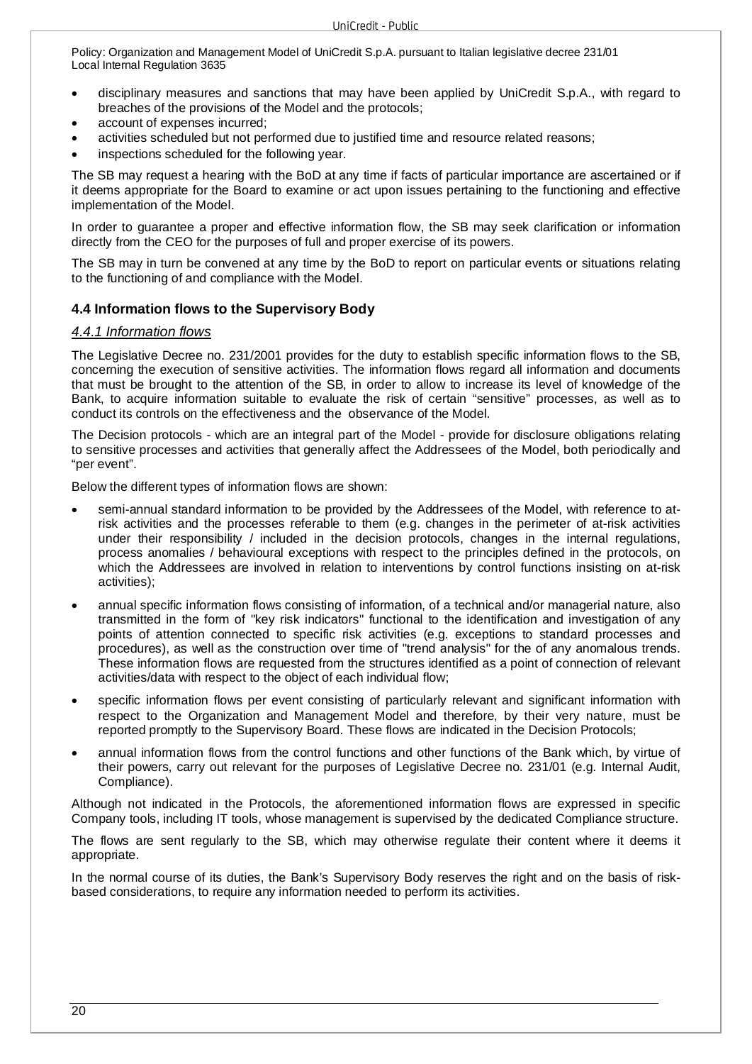- disciplinary measures and sanctions that may have been applied by UniCredit S.p.A., with regard to breaches of the provisions of the Model and the protocols;
- account of expenses incurred;
- activities scheduled but not performed due to justified time and resource related reasons;
- inspections scheduled for the following year.

The SB may request a hearing with the BoD at any time if facts of particular importance are ascertained or if it deems appropriate for the Board to examine or act upon issues pertaining to the functioning and effective implementation of the Model.

In order to guarantee a proper and effective information flow, the SB may seek clarification or information directly from the CEO for the purposes of full and proper exercise of its powers.

The SB may in turn be convened at any time by the BoD to report on particular events or situations relating to the functioning of and compliance with the Model.

### 4.4 Information flows to the Supervisory Body

#### *4.4.1 Information flows*

The Legislative Decree no. 231/2001 provides for the duty to establish specific information flows to the SB, concerning the execution of sensitive activities. The information flows regard all information and documents that must be brought to the attention of the SB, in order to allow to increase its level of knowledge of the Bank, to acquire information suitable to evaluate the risk of certain "sensitive" processes, as well as to conduct its controls on the effectiveness and the observance of the Model.

The Decision protocols - which are an integral part of the Model - provide for disclosure obligations relating to sensitive processes and activities that generally affect the Addressees of the Model, both periodically and "per event".

Below the different types of information flows are shown:

- semi-annual standard information to be provided by the Addressees of the Model, with reference to at-risk activities and the processes referable to them (e.g. changes in the perimeter of at-risk activities under their responsibility / included in the decision protocols, changes in the internal regulations, process anomalies / behavioural exceptions with respect to the principles defined in the protocols, on which the Addressees are involved in relation to interventions by control functions insisting on at-risk activities);
- annual specific information flows consisting of information, of a technical and/or managerial nature, also transmitted in the form of "key risk indicators" functional to the identification and investigation of any points of attention connected to specific risk activities (e.g. exceptions to standard processes and procedures), as well as the construction over time of "trend analysis" for the of any anomalous trends. These information flows are requested from the structures identified as a point of connection of relevant activities/data with respect to the object of each individual flow;
- specific information flows per event consisting of particularly relevant and significant information with respect to the Organization and Management Model and therefore, by their very nature, must be reported promptly to the Supervisory Board. These flows are indicated in the Decision Protocols;
- annual information flows from the control functions and other functions of the Bank which, by virtue of their powers, carry out relevant for the purposes of Legislative Decree no. 231/01 (e.g. Internal Audit, Compliance).

Although not indicated in the Protocols, the aforementioned information flows are expressed in specific Company tools, including IT tools, whose management is supervised by the dedicated Compliance structure.

The flows are sent regularly to the SB, which may otherwise regulate their content where it deems it appropriate.

In the normal course of its duties, the Bank's Supervisory Body reserves the right and on the basis of risk-based considerations, to require any information needed to perform its activities.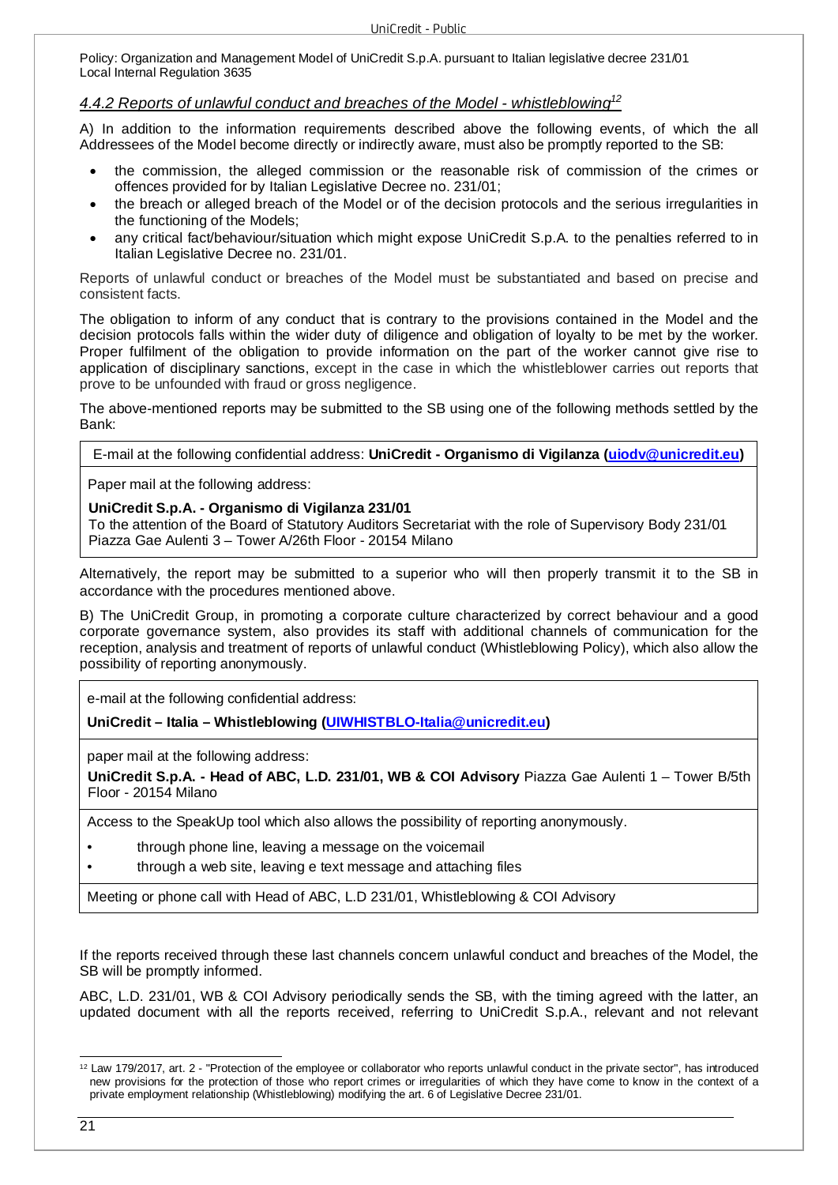Policy: Organization and Management Model of UniCredit S.p.A. pursuant to Italian legislative decree 231/01
Local Internal Regulation 3635

#### *4.4.2 Reports of unlawful conduct and breaches of the Model - whistleblowing*[12]

A) In addition to the information requirements described above the following events, of which the all Addressees of the Model become directly or indirectly aware, must also be promptly reported to the SB:

- the commission, the alleged commission or the reasonable risk of commission of the crimes or offences provided for by Italian Legislative Decree no. 231/01;
- the breach or alleged breach of the Model or of the decision protocols and the serious irregularities in the functioning of the Models;
- any critical fact/behaviour/situation which might expose UniCredit S.p.A. to the penalties referred to in Italian Legislative Decree no. 231/01.

Reports of unlawful conduct or breaches of the Model must be substantiated and based on precise and consistent facts.

The obligation to inform of any conduct that is contrary to the provisions contained in the Model and the decision protocols falls within the wider duty of diligence and obligation of loyalty to be met by the worker. Proper fulfilment of the obligation to provide information on the part of the worker cannot give rise to application of disciplinary sanctions, except in the case in which the whistleblower carries out reports that prove to be unfounded with fraud or gross negligence.

The above-mentioned reports may be submitted to the SB using one of the following methods settled by the Bank:

| E-mail at the following confidential address: **UniCredit - Organismo di Vigilanza (uiodv@unicredit.eu)** |
|---|
| Paper mail at the following address:<br>**UniCredit S.p.A. - Organismo di Vigilanza 231/01**<br>To the attention of the Board of Statutory Auditors Secretariat with the role of Supervisory Body 231/01<br>Piazza Gae Aulenti 3 – Tower A/26th Floor - 20154 Milano |

Alternatively, the report may be submitted to a superior who will then properly transmit it to the SB in accordance with the procedures mentioned above.

B) The UniCredit Group, in promoting a corporate culture characterized by correct behaviour and a good corporate governance system, also provides its staff with additional channels of communication for the reception, analysis and treatment of reports of unlawful conduct (Whistleblowing Policy), which also allow the possibility of reporting anonymously.

| e-mail at the following confidential address:<br>**UniCredit – Italia – Whistleblowing (UIWHISTBLO-Italia@unicredit.eu)** |
|---|
| paper mail at the following address:<br>**UniCredit S.p.A. - Head of ABC, L.D. 231/01, WB & COI Advisory** Piazza Gae Aulenti 1 – Tower B/5th Floor - 20154 Milano |
| Access to the SpeakUp tool which also allows the possibility of reporting anonymously.<br>• through phone line, leaving a message on the voicemail<br>• through a web site, leaving e text message and attaching files |
| Meeting or phone call with Head of ABC, L.D 231/01, Whistleblowing & COI Advisory |

If the reports received through these last channels concern unlawful conduct and breaches of the Model, the SB will be promptly informed.

ABC, L.D. 231/01, WB & COI Advisory periodically sends the SB, with the timing agreed with the latter, an updated document with all the reports received, referring to UniCredit S.p.A., relevant and not relevant

[12] Law 179/2017, art. 2 - "Protection of the employee or collaborator who reports unlawful conduct in the private sector", has introduced new provisions for the protection of those who report crimes or irregularities of which they have come to know in the context of a private employment relationship (Whistleblowing) modifying the art. 6 of Legislative Decree 231/01.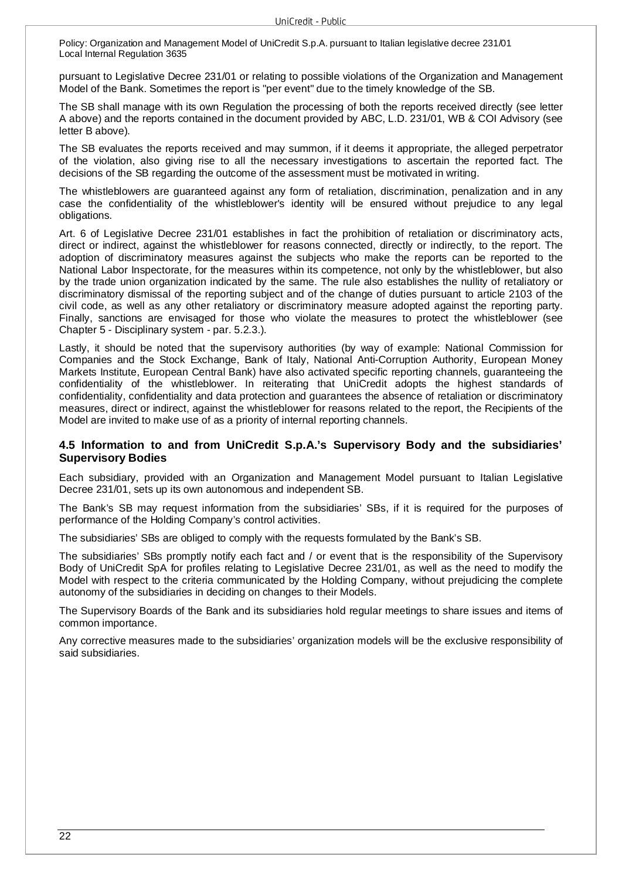pursuant to Legislative Decree 231/01 or relating to possible violations of the Organization and Management Model of the Bank. Sometimes the report is "per event" due to the timely knowledge of the SB.

The SB shall manage with its own Regulation the processing of both the reports received directly (see letter A above) and the reports contained in the document provided by ABC, L.D. 231/01, WB & COI Advisory (see letter B above).

The SB evaluates the reports received and may summon, if it deems it appropriate, the alleged perpetrator of the violation, also giving rise to all the necessary investigations to ascertain the reported fact. The decisions of the SB regarding the outcome of the assessment must be motivated in writing.

The whistleblowers are guaranteed against any form of retaliation, discrimination, penalization and in any case the confidentiality of the whistleblower's identity will be ensured without prejudice to any legal obligations.

Art. 6 of Legislative Decree 231/01 establishes in fact the prohibition of retaliation or discriminatory acts, direct or indirect, against the whistleblower for reasons connected, directly or indirectly, to the report. The adoption of discriminatory measures against the subjects who make the reports can be reported to the National Labor Inspectorate, for the measures within its competence, not only by the whistleblower, but also by the trade union organization indicated by the same. The rule also establishes the nullity of retaliatory or discriminatory dismissal of the reporting subject and of the change of duties pursuant to article 2103 of the civil code, as well as any other retaliatory or discriminatory measure adopted against the reporting party. Finally, sanctions are envisaged for those who violate the measures to protect the whistleblower (see Chapter 5 - Disciplinary system - par. 5.2.3.).

Lastly, it should be noted that the supervisory authorities (by way of example: National Commission for Companies and the Stock Exchange, Bank of Italy, National Anti-Corruption Authority, European Money Markets Institute, European Central Bank) have also activated specific reporting channels, guaranteeing the confidentiality of the whistleblower. In reiterating that UniCredit adopts the highest standards of confidentiality, confidentiality and data protection and guarantees the absence of retaliation or discriminatory measures, direct or indirect, against the whistleblower for reasons related to the report, the Recipients of the Model are invited to make use of as a priority of internal reporting channels.

### 4.5 Information to and from UniCredit S.p.A.'s Supervisory Body and the subsidiaries' Supervisory Bodies

Each subsidiary, provided with an Organization and Management Model pursuant to Italian Legislative Decree 231/01, sets up its own autonomous and independent SB.

The Bank's SB may request information from the subsidiaries' SBs, if it is required for the purposes of performance of the Holding Company's control activities.

The subsidiaries' SBs are obliged to comply with the requests formulated by the Bank's SB.

The subsidiaries' SBs promptly notify each fact and / or event that is the responsibility of the Supervisory Body of UniCredit SpA for profiles relating to Legislative Decree 231/01, as well as the need to modify the Model with respect to the criteria communicated by the Holding Company, without prejudicing the complete autonomy of the subsidiaries in deciding on changes to their Models.

The Supervisory Boards of the Bank and its subsidiaries hold regular meetings to share issues and items of common importance.

Any corrective measures made to the subsidiaries' organization models will be the exclusive responsibility of said subsidiaries.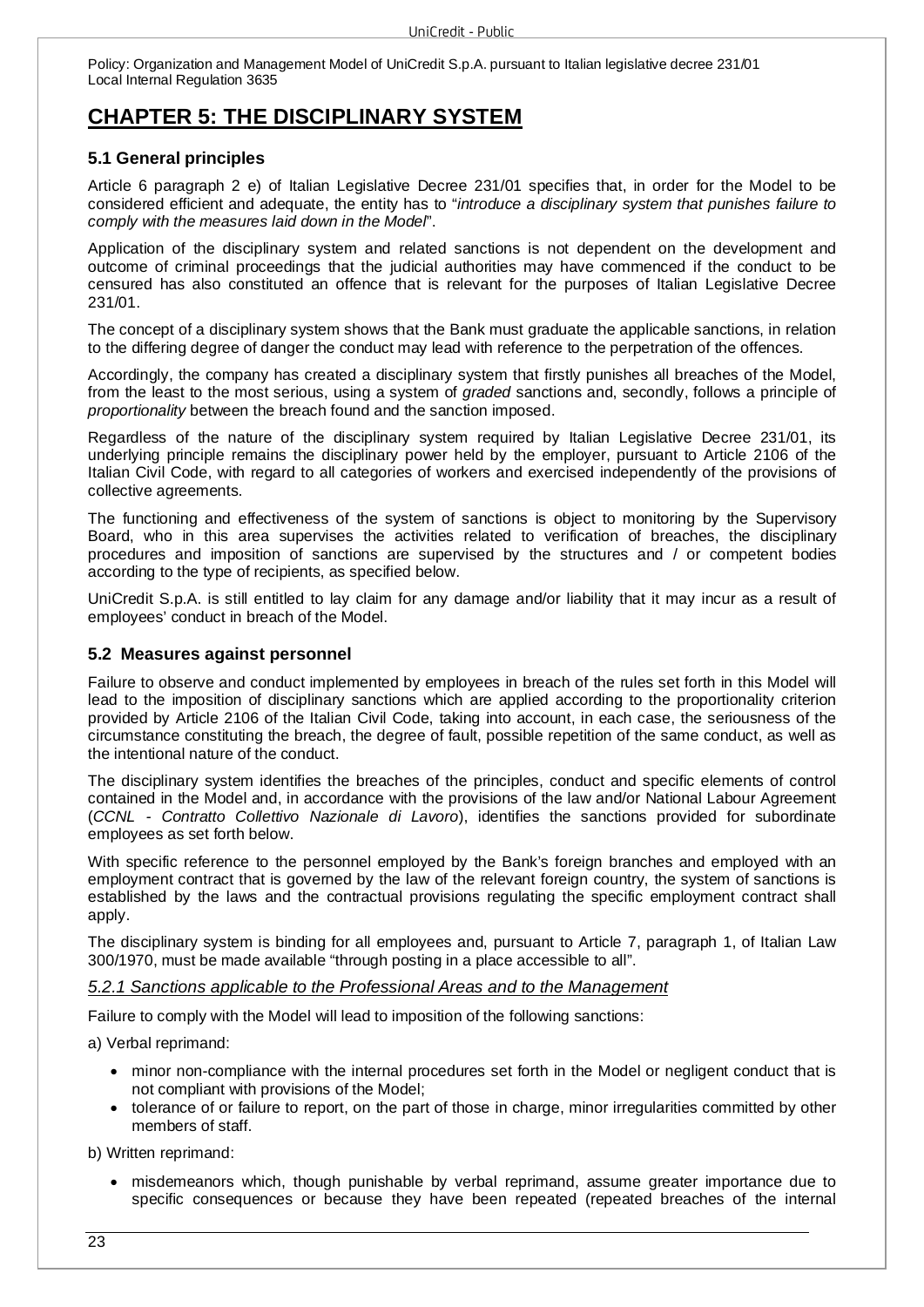# CHAPTER 5: THE DISCIPLINARY SYSTEM

## 5.1 General principles

Article 6 paragraph 2 e) of Italian Legislative Decree 231/01 specifies that, in order for the Model to be considered efficient and adequate, the entity has to "*introduce a disciplinary system that punishes failure to comply with the measures laid down in the Model*".

Application of the disciplinary system and related sanctions is not dependent on the development and outcome of criminal proceedings that the judicial authorities may have commenced if the conduct to be censured has also constituted an offence that is relevant for the purposes of Italian Legislative Decree 231/01.

The concept of a disciplinary system shows that the Bank must graduate the applicable sanctions, in relation to the differing degree of danger the conduct may lead with reference to the perpetration of the offences.

Accordingly, the company has created a disciplinary system that firstly punishes all breaches of the Model, from the least to the most serious, using a system of *graded* sanctions and, secondly, follows a principle of *proportionality* between the breach found and the sanction imposed.

Regardless of the nature of the disciplinary system required by Italian Legislative Decree 231/01, its underlying principle remains the disciplinary power held by the employer, pursuant to Article 2106 of the Italian Civil Code, with regard to all categories of workers and exercised independently of the provisions of collective agreements.

The functioning and effectiveness of the system of sanctions is object to monitoring by the Supervisory Board, who in this area supervises the activities related to verification of breaches, the disciplinary procedures and imposition of sanctions are supervised by the structures and / or competent bodies according to the type of recipients, as specified below.

UniCredit S.p.A. is still entitled to lay claim for any damage and/or liability that it may incur as a result of employees' conduct in breach of the Model.

## 5.2 Measures against personnel

Failure to observe and conduct implemented by employees in breach of the rules set forth in this Model will lead to the imposition of disciplinary sanctions which are applied according to the proportionality criterion provided by Article 2106 of the Italian Civil Code, taking into account, in each case, the seriousness of the circumstance constituting the breach, the degree of fault, possible repetition of the same conduct, as well as the intentional nature of the conduct.

The disciplinary system identifies the breaches of the principles, conduct and specific elements of control contained in the Model and, in accordance with the provisions of the law and/or National Labour Agreement (*CCNL - Contratto Collettivo Nazionale di Lavoro*), identifies the sanctions provided for subordinate employees as set forth below.

With specific reference to the personnel employed by the Bank's foreign branches and employed with an employment contract that is governed by the law of the relevant foreign country, the system of sanctions is established by the laws and the contractual provisions regulating the specific employment contract shall apply.

The disciplinary system is binding for all employees and, pursuant to Article 7, paragraph 1, of Italian Law 300/1970, must be made available "through posting in a place accessible to all".

### 5.2.1 Sanctions applicable to the Professional Areas and to the Management

Failure to comply with the Model will lead to imposition of the following sanctions:

a) Verbal reprimand:

- minor non-compliance with the internal procedures set forth in the Model or negligent conduct that is not compliant with provisions of the Model;
- tolerance of or failure to report, on the part of those in charge, minor irregularities committed by other members of staff.

b) Written reprimand:

- misdemeanors which, though punishable by verbal reprimand, assume greater importance due to specific consequences or because they have been repeated (repeated breaches of the internal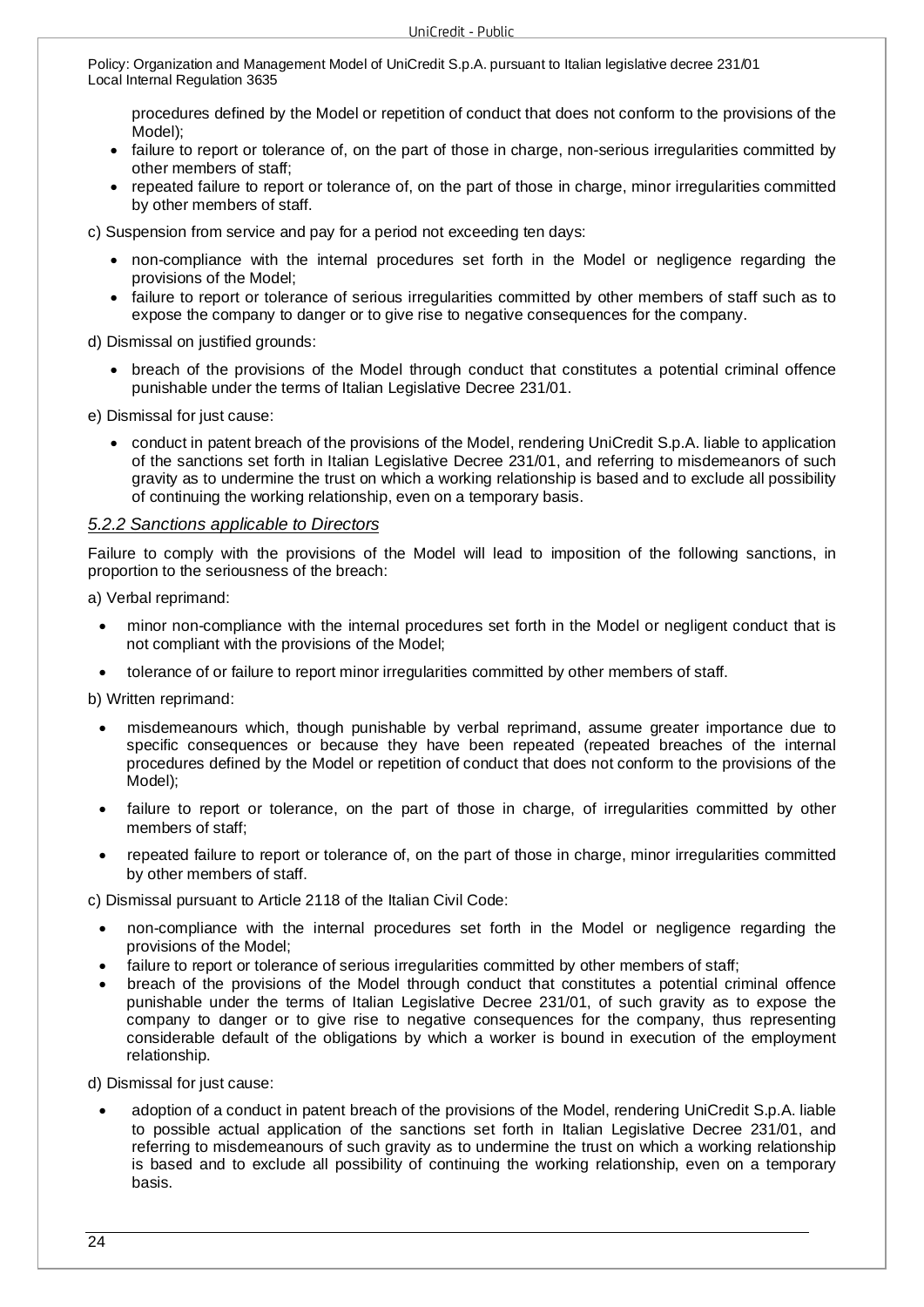procedures defined by the Model or repetition of conduct that does not conform to the provisions of the Model);

- failure to report or tolerance of, on the part of those in charge, non-serious irregularities committed by other members of staff;
- repeated failure to report or tolerance of, on the part of those in charge, minor irregularities committed by other members of staff.

c) Suspension from service and pay for a period not exceeding ten days:

- non-compliance with the internal procedures set forth in the Model or negligence regarding the provisions of the Model;
- failure to report or tolerance of serious irregularities committed by other members of staff such as to expose the company to danger or to give rise to negative consequences for the company.

d) Dismissal on justified grounds:

- breach of the provisions of the Model through conduct that constitutes a potential criminal offence punishable under the terms of Italian Legislative Decree 231/01.

e) Dismissal for just cause:

- conduct in patent breach of the provisions of the Model, rendering UniCredit S.p.A. liable to application of the sanctions set forth in Italian Legislative Decree 231/01, and referring to misdemeanors of such gravity as to undermine the trust on which a working relationship is based and to exclude all possibility of continuing the working relationship, even on a temporary basis.

### *5.2.2 Sanctions applicable to Directors*

Failure to comply with the provisions of the Model will lead to imposition of the following sanctions, in proportion to the seriousness of the breach:

a) Verbal reprimand:

- minor non-compliance with the internal procedures set forth in the Model or negligent conduct that is not compliant with the provisions of the Model;
- tolerance of or failure to report minor irregularities committed by other members of staff.

b) Written reprimand:

- misdemeanours which, though punishable by verbal reprimand, assume greater importance due to specific consequences or because they have been repeated (repeated breaches of the internal procedures defined by the Model or repetition of conduct that does not conform to the provisions of the Model);
- failure to report or tolerance, on the part of those in charge, of irregularities committed by other members of staff;
- repeated failure to report or tolerance of, on the part of those in charge, minor irregularities committed by other members of staff.

c) Dismissal pursuant to Article 2118 of the Italian Civil Code:

- non-compliance with the internal procedures set forth in the Model or negligence regarding the provisions of the Model;
- failure to report or tolerance of serious irregularities committed by other members of staff;
- breach of the provisions of the Model through conduct that constitutes a potential criminal offence punishable under the terms of Italian Legislative Decree 231/01, of such gravity as to expose the company to danger or to give rise to negative consequences for the company, thus representing considerable default of the obligations by which a worker is bound in execution of the employment relationship.

d) Dismissal for just cause:

- adoption of a conduct in patent breach of the provisions of the Model, rendering UniCredit S.p.A. liable to possible actual application of the sanctions set forth in Italian Legislative Decree 231/01, and referring to misdemeanours of such gravity as to undermine the trust on which a working relationship is based and to exclude all possibility of continuing the working relationship, even on a temporary basis.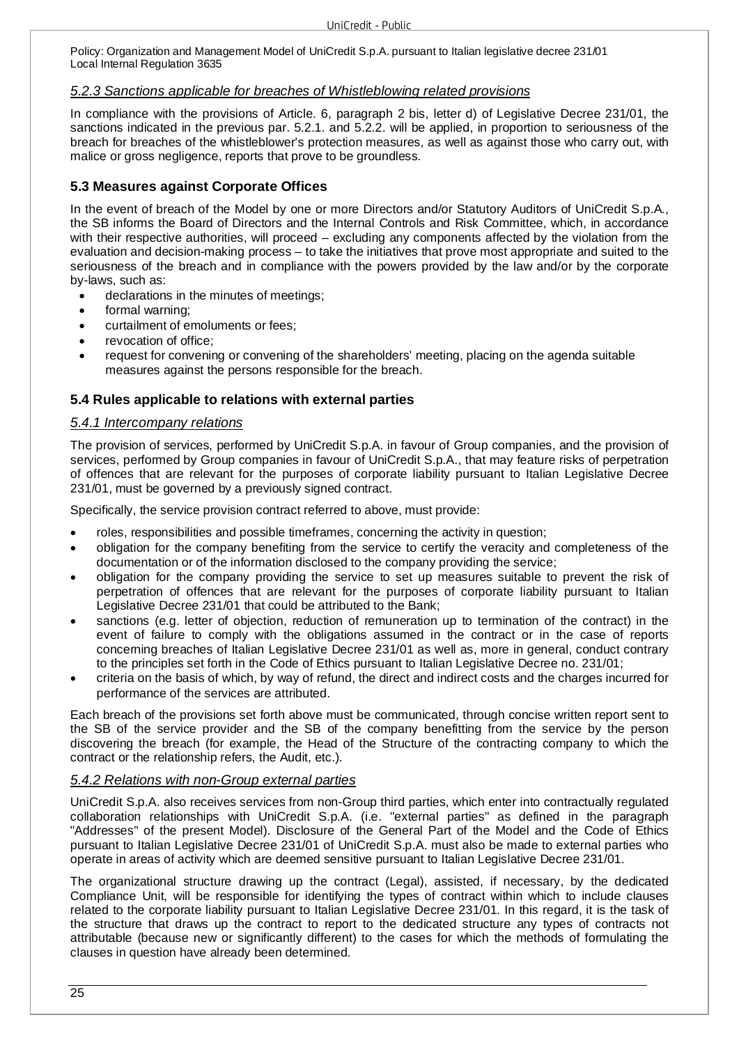### *5.2.3 Sanctions applicable for breaches of Whistleblowing related provisions*

In compliance with the provisions of Article. 6, paragraph 2 bis, letter d) of Legislative Decree 231/01, the sanctions indicated in the previous par. 5.2.1. and 5.2.2. will be applied, in proportion to seriousness of the breach for breaches of the whistleblower's protection measures, as well as against those who carry out, with malice or gross negligence, reports that prove to be groundless.

## 5.3 Measures against Corporate Offices

In the event of breach of the Model by one or more Directors and/or Statutory Auditors of UniCredit S.p.A., the SB informs the Board of Directors and the Internal Controls and Risk Committee, which, in accordance with their respective authorities, will proceed – excluding any components affected by the violation from the evaluation and decision-making process – to take the initiatives that prove most appropriate and suited to the seriousness of the breach and in compliance with the powers provided by the law and/or by the corporate by-laws, such as:

- declarations in the minutes of meetings;
- formal warning;
- curtailment of emoluments or fees;
- revocation of office;
- request for convening or convening of the shareholders' meeting, placing on the agenda suitable measures against the persons responsible for the breach.

## 5.4 Rules applicable to relations with external parties

### *5.4.1 Intercompany relations*

The provision of services, performed by UniCredit S.p.A. in favour of Group companies, and the provision of services, performed by Group companies in favour of UniCredit S.p.A., that may feature risks of perpetration of offences that are relevant for the purposes of corporate liability pursuant to Italian Legislative Decree 231/01, must be governed by a previously signed contract.

Specifically, the service provision contract referred to above, must provide:

- roles, responsibilities and possible timeframes, concerning the activity in question;
- obligation for the company benefiting from the service to certify the veracity and completeness of the documentation or of the information disclosed to the company providing the service;
- obligation for the company providing the service to set up measures suitable to prevent the risk of perpetration of offences that are relevant for the purposes of corporate liability pursuant to Italian Legislative Decree 231/01 that could be attributed to the Bank;
- sanctions (e.g. letter of objection, reduction of remuneration up to termination of the contract) in the event of failure to comply with the obligations assumed in the contract or in the case of reports concerning breaches of Italian Legislative Decree 231/01 as well as, more in general, conduct contrary to the principles set forth in the Code of Ethics pursuant to Italian Legislative Decree no. 231/01;
- criteria on the basis of which, by way of refund, the direct and indirect costs and the charges incurred for performance of the services are attributed.

Each breach of the provisions set forth above must be communicated, through concise written report sent to the SB of the service provider and the SB of the company benefitting from the service by the person discovering the breach (for example, the Head of the Structure of the contracting company to which the contract or the relationship refers, the Audit, etc.).

### *5.4.2 Relations with non-Group external parties*

UniCredit S.p.A. also receives services from non-Group third parties, which enter into contractually regulated collaboration relationships with UniCredit S.p.A. (i.e. "external parties" as defined in the paragraph "Addresses" of the present Model). Disclosure of the General Part of the Model and the Code of Ethics pursuant to Italian Legislative Decree 231/01 of UniCredit S.p.A. must also be made to external parties who operate in areas of activity which are deemed sensitive pursuant to Italian Legislative Decree 231/01.

The organizational structure drawing up the contract (Legal), assisted, if necessary, by the dedicated Compliance Unit, will be responsible for identifying the types of contract within which to include clauses related to the corporate liability pursuant to Italian Legislative Decree 231/01. In this regard, it is the task of the structure that draws up the contract to report to the dedicated structure any types of contracts not attributable (because new or significantly different) to the cases for which the methods of formulating the clauses in question have already been determined.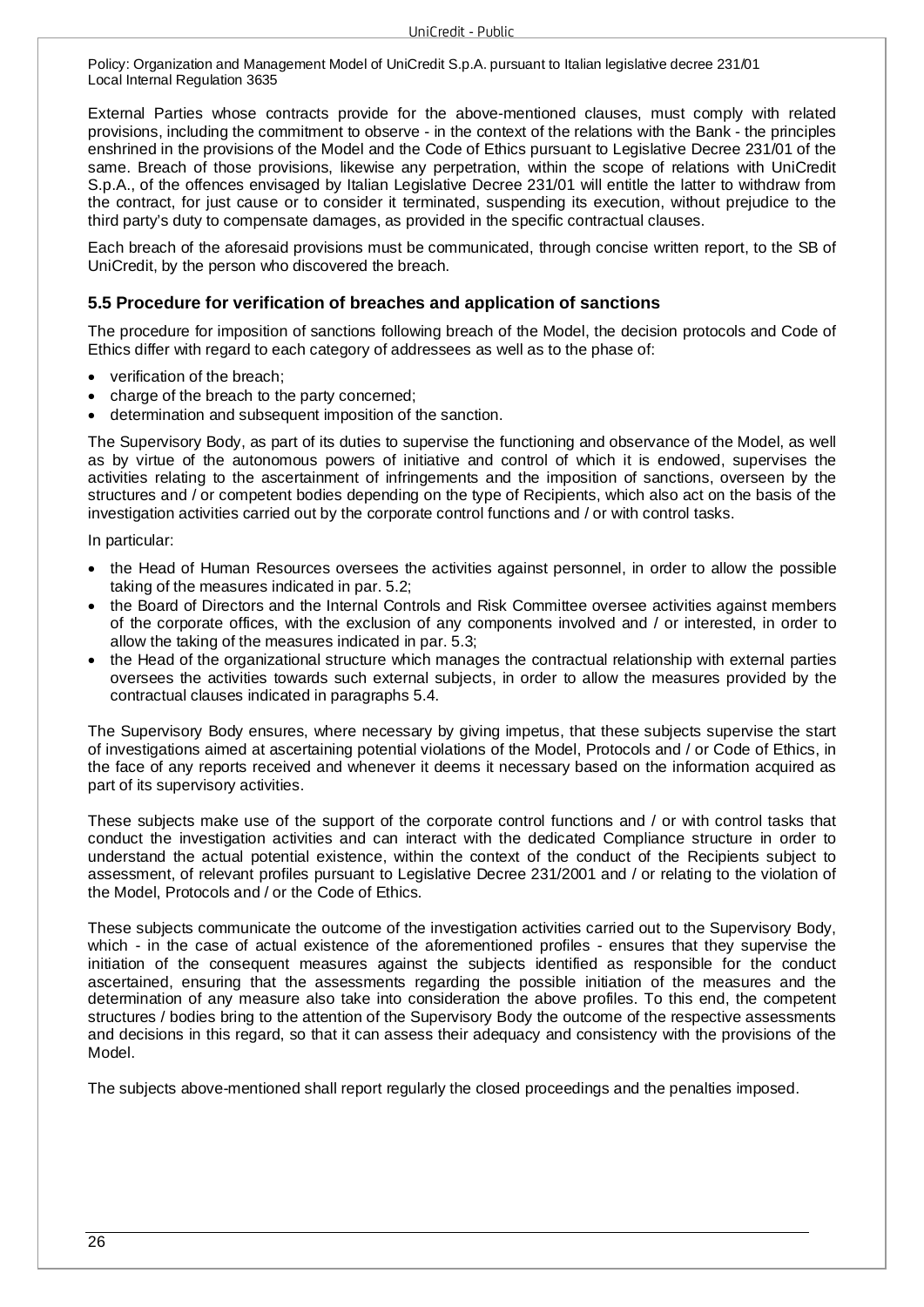External Parties whose contracts provide for the above-mentioned clauses, must comply with related provisions, including the commitment to observe - in the context of the relations with the Bank - the principles enshrined in the provisions of the Model and the Code of Ethics pursuant to Legislative Decree 231/01 of the same. Breach of those provisions, likewise any perpetration, within the scope of relations with UniCredit S.p.A., of the offences envisaged by Italian Legislative Decree 231/01 will entitle the latter to withdraw from the contract, for just cause or to consider it terminated, suspending its execution, without prejudice to the third party's duty to compensate damages, as provided in the specific contractual clauses.

Each breach of the aforesaid provisions must be communicated, through concise written report, to the SB of UniCredit, by the person who discovered the breach.

### 5.5 Procedure for verification of breaches and application of sanctions

The procedure for imposition of sanctions following breach of the Model, the decision protocols and Code of Ethics differ with regard to each category of addressees as well as to the phase of:

- verification of the breach;
- charge of the breach to the party concerned;
- determination and subsequent imposition of the sanction.

The Supervisory Body, as part of its duties to supervise the functioning and observance of the Model, as well as by virtue of the autonomous powers of initiative and control of which it is endowed, supervises the activities relating to the ascertainment of infringements and the imposition of sanctions, overseen by the structures and / or competent bodies depending on the type of Recipients, which also act on the basis of the investigation activities carried out by the corporate control functions and / or with control tasks.

In particular:

- the Head of Human Resources oversees the activities against personnel, in order to allow the possible taking of the measures indicated in par. 5.2;
- the Board of Directors and the Internal Controls and Risk Committee oversee activities against members of the corporate offices, with the exclusion of any components involved and / or interested, in order to allow the taking of the measures indicated in par. 5.3;
- the Head of the organizational structure which manages the contractual relationship with external parties oversees the activities towards such external subjects, in order to allow the measures provided by the contractual clauses indicated in paragraphs 5.4.

The Supervisory Body ensures, where necessary by giving impetus, that these subjects supervise the start of investigations aimed at ascertaining potential violations of the Model, Protocols and / or Code of Ethics, in the face of any reports received and whenever it deems it necessary based on the information acquired as part of its supervisory activities.

These subjects make use of the support of the corporate control functions and / or with control tasks that conduct the investigation activities and can interact with the dedicated Compliance structure in order to understand the actual potential existence, within the context of the conduct of the Recipients subject to assessment, of relevant profiles pursuant to Legislative Decree 231/2001 and / or relating to the violation of the Model, Protocols and / or the Code of Ethics.

These subjects communicate the outcome of the investigation activities carried out to the Supervisory Body, which - in the case of actual existence of the aforementioned profiles - ensures that they supervise the initiation of the consequent measures against the subjects identified as responsible for the conduct ascertained, ensuring that the assessments regarding the possible initiation of the measures and the determination of any measure also take into consideration the above profiles. To this end, the competent structures / bodies bring to the attention of the Supervisory Body the outcome of the respective assessments and decisions in this regard, so that it can assess their adequacy and consistency with the provisions of the Model.

The subjects above-mentioned shall report regularly the closed proceedings and the penalties imposed.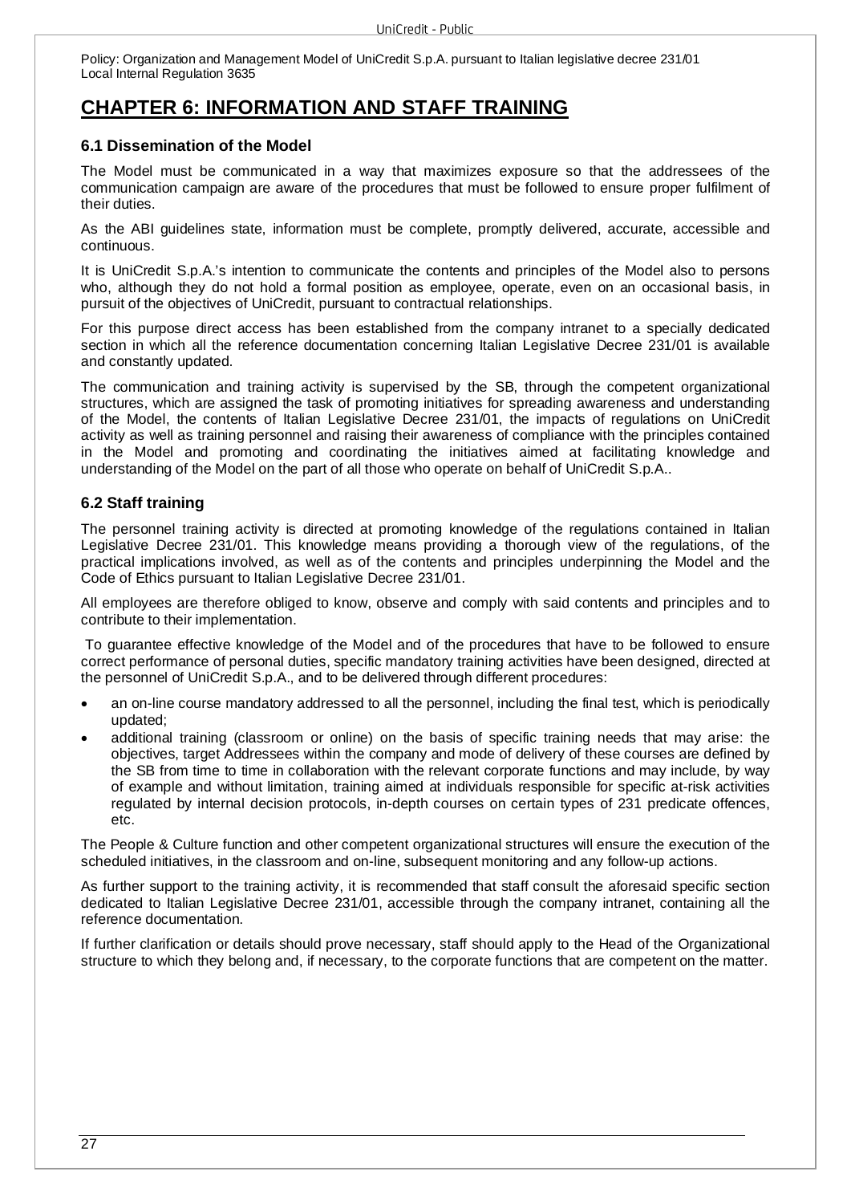# CHAPTER 6: INFORMATION AND STAFF TRAINING

### 6.1 Dissemination of the Model

The Model must be communicated in a way that maximizes exposure so that the addressees of the communication campaign are aware of the procedures that must be followed to ensure proper fulfilment of their duties.

As the ABI guidelines state, information must be complete, promptly delivered, accurate, accessible and continuous.

It is UniCredit S.p.A.'s intention to communicate the contents and principles of the Model also to persons who, although they do not hold a formal position as employee, operate, even on an occasional basis, in pursuit of the objectives of UniCredit, pursuant to contractual relationships.

For this purpose direct access has been established from the company intranet to a specially dedicated section in which all the reference documentation concerning Italian Legislative Decree 231/01 is available and constantly updated.

The communication and training activity is supervised by the SB, through the competent organizational structures, which are assigned the task of promoting initiatives for spreading awareness and understanding of the Model, the contents of Italian Legislative Decree 231/01, the impacts of regulations on UniCredit activity as well as training personnel and raising their awareness of compliance with the principles contained in the Model and promoting and coordinating the initiatives aimed at facilitating knowledge and understanding of the Model on the part of all those who operate on behalf of UniCredit S.p.A..

### 6.2 Staff training

The personnel training activity is directed at promoting knowledge of the regulations contained in Italian Legislative Decree 231/01. This knowledge means providing a thorough view of the regulations, of the practical implications involved, as well as of the contents and principles underpinning the Model and the Code of Ethics pursuant to Italian Legislative Decree 231/01.

All employees are therefore obliged to know, observe and comply with said contents and principles and to contribute to their implementation.

To guarantee effective knowledge of the Model and of the procedures that have to be followed to ensure correct performance of personal duties, specific mandatory training activities have been designed, directed at the personnel of UniCredit S.p.A., and to be delivered through different procedures:

- an on-line course mandatory addressed to all the personnel, including the final test, which is periodically updated;
- additional training (classroom or online) on the basis of specific training needs that may arise: the objectives, target Addressees within the company and mode of delivery of these courses are defined by the SB from time to time in collaboration with the relevant corporate functions and may include, by way of example and without limitation, training aimed at individuals responsible for specific at-risk activities regulated by internal decision protocols, in-depth courses on certain types of 231 predicate offences, etc.

The People & Culture function and other competent organizational structures will ensure the execution of the scheduled initiatives, in the classroom and on-line, subsequent monitoring and any follow-up actions.

As further support to the training activity, it is recommended that staff consult the aforesaid specific section dedicated to Italian Legislative Decree 231/01, accessible through the company intranet, containing all the reference documentation.

If further clarification or details should prove necessary, staff should apply to the Head of the Organizational structure to which they belong and, if necessary, to the corporate functions that are competent on the matter.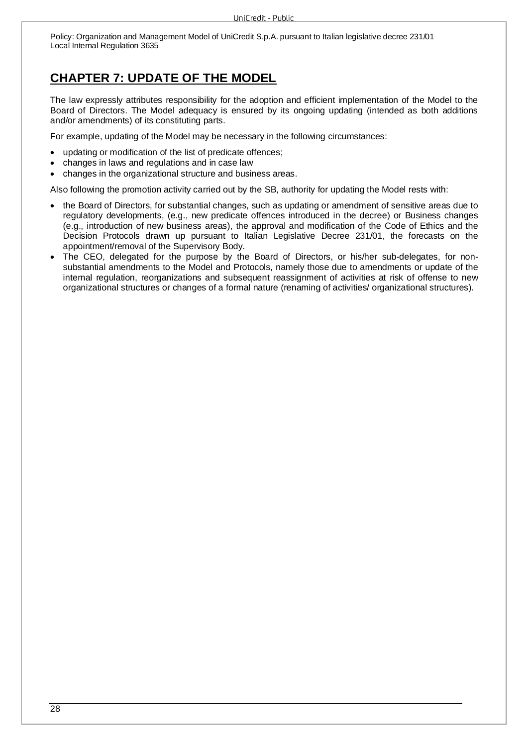# CHAPTER 7: UPDATE OF THE MODEL

The law expressly attributes responsibility for the adoption and efficient implementation of the Model to the Board of Directors. The Model adequacy is ensured by its ongoing updating (intended as both additions and/or amendments) of its constituting parts.

For example, updating of the Model may be necessary in the following circumstances:

- updating or modification of the list of predicate offences;
- changes in laws and regulations and in case law
- changes in the organizational structure and business areas.

Also following the promotion activity carried out by the SB, authority for updating the Model rests with:

- the Board of Directors, for substantial changes, such as updating or amendment of sensitive areas due to regulatory developments, (e.g., new predicate offences introduced in the decree) or Business changes (e.g., introduction of new business areas), the approval and modification of the Code of Ethics and the Decision Protocols drawn up pursuant to Italian Legislative Decree 231/01, the forecasts on the appointment/removal of the Supervisory Body.
- The CEO, delegated for the purpose by the Board of Directors, or his/her sub-delegates, for non-substantial amendments to the Model and Protocols, namely those due to amendments or update of the internal regulation, reorganizations and subsequent reassignment of activities at risk of offense to new organizational structures or changes of a formal nature (renaming of activities/ organizational structures).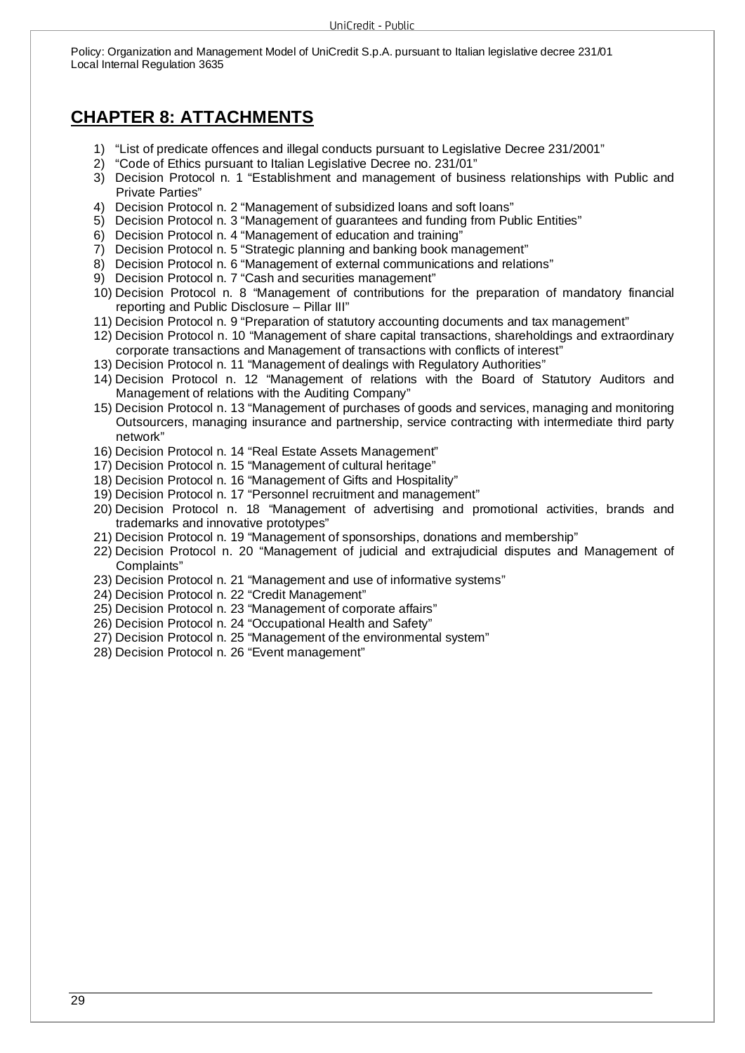# CHAPTER 8: ATTACHMENTS

1) "List of predicate offences and illegal conducts pursuant to Legislative Decree 231/2001"
2) "Code of Ethics pursuant to Italian Legislative Decree no. 231/01"
3) Decision Protocol n. 1 "Establishment and management of business relationships with Public and Private Parties"
4) Decision Protocol n. 2 "Management of subsidized loans and soft loans"
5) Decision Protocol n. 3 "Management of guarantees and funding from Public Entities"
6) Decision Protocol n. 4 "Management of education and training"
7) Decision Protocol n. 5 "Strategic planning and banking book management"
8) Decision Protocol n. 6 "Management of external communications and relations"
9) Decision Protocol n. 7 "Cash and securities management"
10) Decision Protocol n. 8 "Management of contributions for the preparation of mandatory financial reporting and Public Disclosure – Pillar III"
11) Decision Protocol n. 9 "Preparation of statutory accounting documents and tax management"
12) Decision Protocol n. 10 "Management of share capital transactions, shareholdings and extraordinary corporate transactions and Management of transactions with conflicts of interest"
13) Decision Protocol n. 11 "Management of dealings with Regulatory Authorities"
14) Decision Protocol n. 12 "Management of relations with the Board of Statutory Auditors and Management of relations with the Auditing Company"
15) Decision Protocol n. 13 "Management of purchases of goods and services, managing and monitoring Outsourcers, managing insurance and partnership, service contracting with intermediate third party network"
16) Decision Protocol n. 14 "Real Estate Assets Management"
17) Decision Protocol n. 15 "Management of cultural heritage"
18) Decision Protocol n. 16 "Management of Gifts and Hospitality"
19) Decision Protocol n. 17 "Personnel recruitment and management"
20) Decision Protocol n. 18 "Management of advertising and promotional activities, brands and trademarks and innovative prototypes"
21) Decision Protocol n. 19 "Management of sponsorships, donations and membership"
22) Decision Protocol n. 20 "Management of judicial and extrajudicial disputes and Management of Complaints"
23) Decision Protocol n. 21 "Management and use of informative systems"
24) Decision Protocol n. 22 "Credit Management"
25) Decision Protocol n. 23 "Management of corporate affairs"
26) Decision Protocol n. 24 "Occupational Health and Safety"
27) Decision Protocol n. 25 "Management of the environmental system"
28) Decision Protocol n. 26 "Event management"